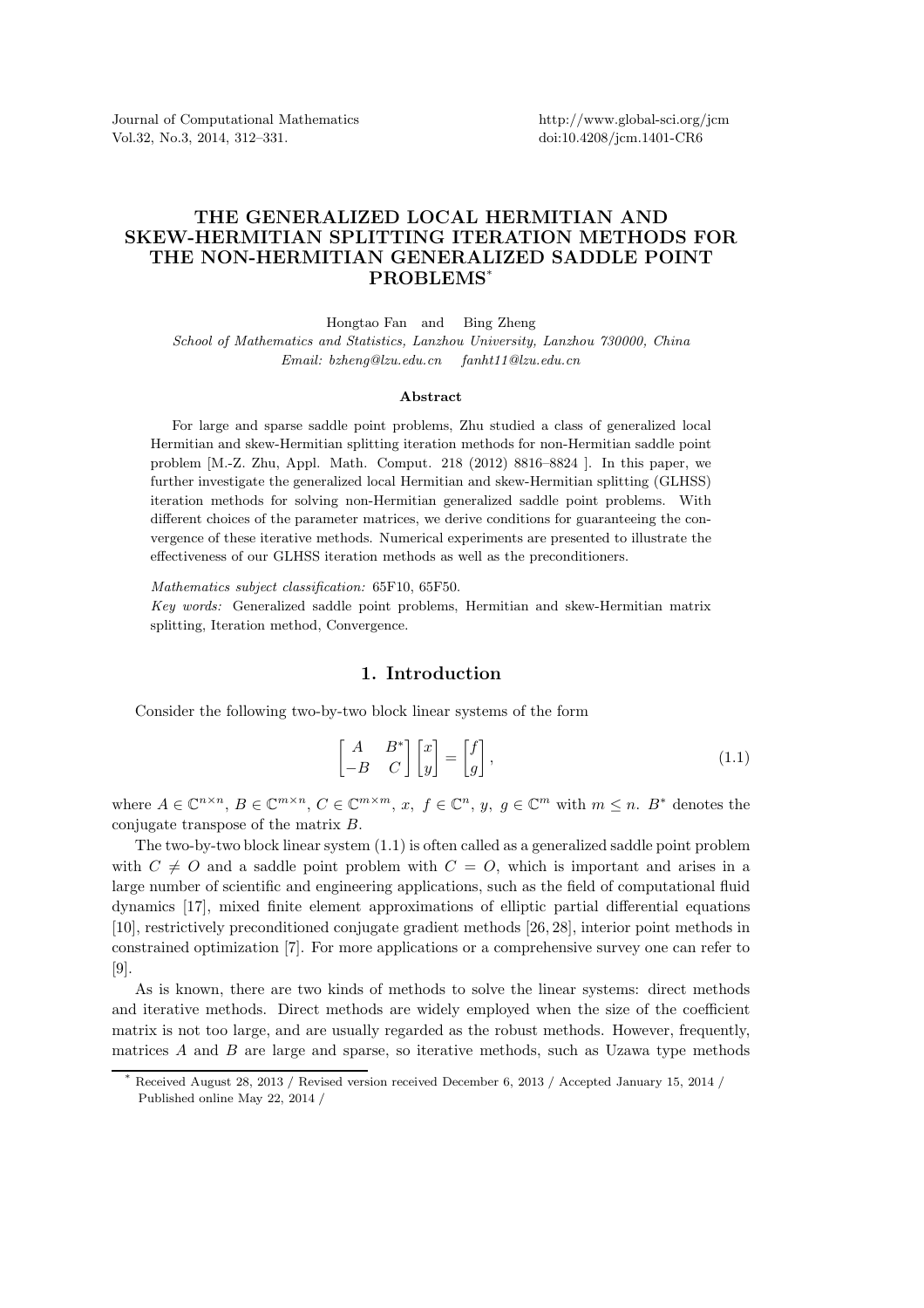# THE GENERALIZED LOCAL HERMITIAN AND SKEW-HERMITIAN SPLITTING ITERATION METHODS FOR THE NON-HERMITIAN GENERALIZED SADDLE POINT PROBLEMS*

Hongtao Fan and Bing Zheng

*School of Mathematics and Statistics, Lanzhou University, Lanzhou 730000, China*

*Email: bzheng@lzu.edu.cn fanht11@lzu.edu.cn*

### Abstract

For large and sparse saddle point problems, Zhu studied a class of generalized local Hermitian and skew-Hermitian splitting iteration methods for non-Hermitian saddle point problem [M.-Z. Zhu, Appl. Math. Comput. 218 (2012) 8816–8824 ]. In this paper, we further investigate the generalized local Hermitian and skew-Hermitian splitting (GLHSS) iteration methods for solving non-Hermitian generalized saddle point problems. With different choices of the parameter matrices, we derive conditions for guaranteeing the convergence of these iterative methods. Numerical experiments are presented to illustrate the effectiveness of our GLHSS iteration methods as well as the preconditioners.

*Mathematics subject classification:* 65F10, 65F50.

*Key words:* Generalized saddle point problems, Hermitian and skew-Hermitian matrix splitting, Iteration method, Convergence.

## 1. Introduction

Consider the following two-by-two block linear systems of the form

$$\begin{bmatrix} A & B^* \\ -B & C \end{bmatrix} \begin{bmatrix} x \\ y \end{bmatrix} = \begin{bmatrix} f \\ g \end{bmatrix}, \tag{1.1}$$

where $A \in \mathbb{C}^{n\times n}$, $B \in \mathbb{C}^{m\times n}$, $C \in \mathbb{C}^{m\times m}$, $x,\ f \in \mathbb{C}^n$, $y,\ g \in \mathbb{C}^m$ with $m \leq n$. $B^*$ denotes the conjugate transpose of the matrix $B$.

The two-by-two block linear system (1.1) is often called as a generalized saddle point problem with $C \neq O$ and a saddle point problem with $C = O$, which is important and arises in a large number of scientific and engineering applications, such as the field of computational fluid dynamics [17], mixed finite element approximations of elliptic partial differential equations [10], restrictively preconditioned conjugate gradient methods [26, 28], interior point methods in constrained optimization [7]. For more applications or a comprehensive survey one can refer to [9].

As is known, there are two kinds of methods to solve the linear systems: direct methods and iterative methods. Direct methods are widely employed when the size of the coefficient matrix is not too large, and are usually regarded as the robust methods. However, frequently, matrices $A$ and $B$ are large and sparse, so iterative methods, such as Uzawa type methods

* Received August 28, 2013 / Revised version received December 6, 2013 / Accepted January 15, 2014 / Published online May 22, 2014 /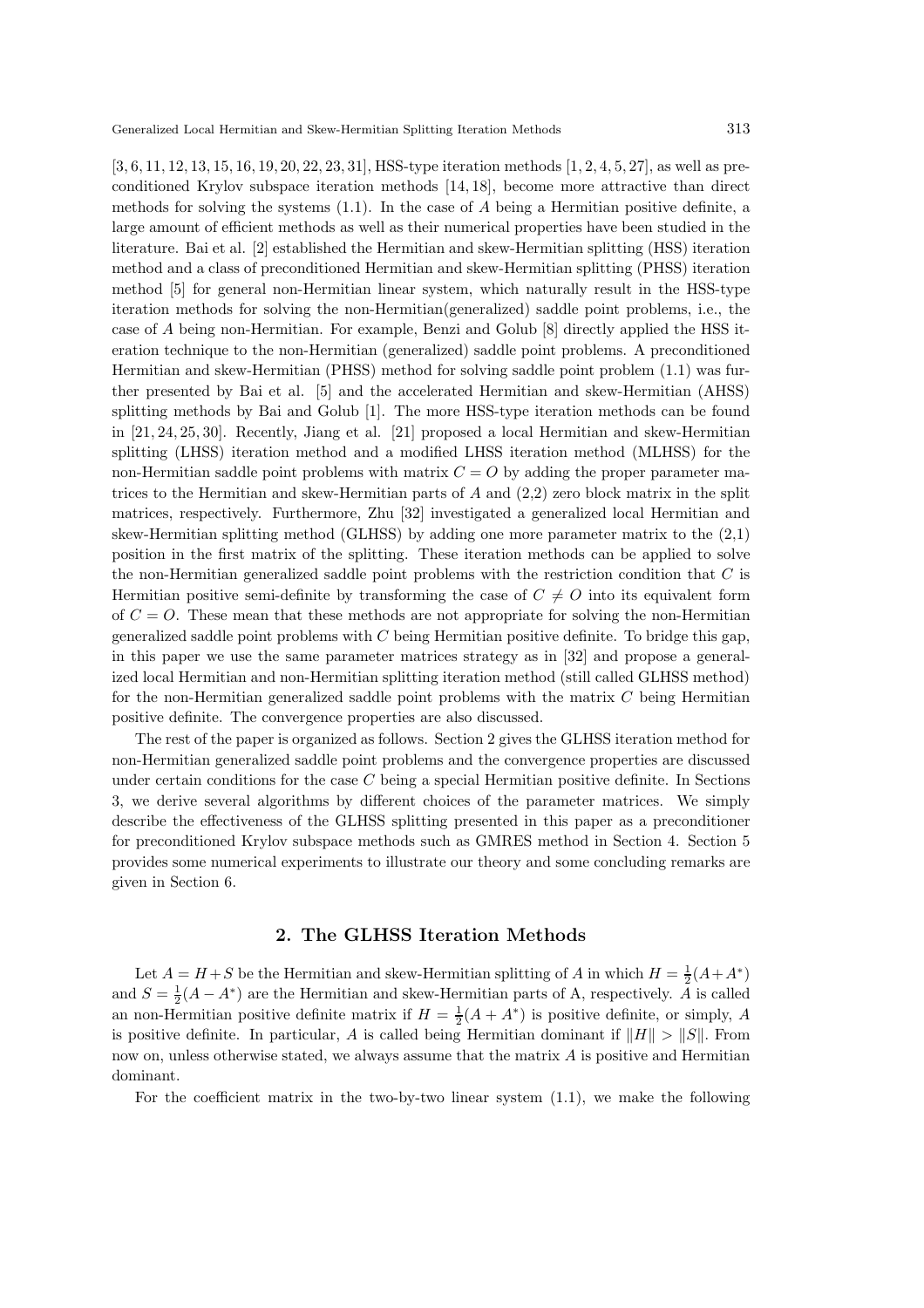[3, 6, 11, 12, 13, 15, 16, 19, 20, 22, 23, 31], HSS-type iteration methods [1, 2, 4, 5, 27], as well as preconditioned Krylov subspace iteration methods [14, 18], become more attractive than direct methods for solving the systems (1.1). In the case of $A$ being a Hermitian positive definite, a large amount of efficient methods as well as their numerical properties have been studied in the literature. Bai et al. [2] established the Hermitian and skew-Hermitian splitting (HSS) iteration method and a class of preconditioned Hermitian and skew-Hermitian splitting (PHSS) iteration method [5] for general non-Hermitian linear system, which naturally result in the HSS-type iteration methods for solving the non-Hermitian(generalized) saddle point problems, i.e., the case of $A$ being non-Hermitian. For example, Benzi and Golub [8] directly applied the HSS iteration technique to the non-Hermitian (generalized) saddle point problems. A preconditioned Hermitian and skew-Hermitian (PHSS) method for solving saddle point problem (1.1) was further presented by Bai et al. [5] and the accelerated Hermitian and skew-Hermitian (AHSS) splitting methods by Bai and Golub [1]. The more HSS-type iteration methods can be found in [21, 24, 25, 30]. Recently, Jiang et al. [21] proposed a local Hermitian and skew-Hermitian splitting (LHSS) iteration method and a modified LHSS iteration method (MLHSS) for the non-Hermitian saddle point problems with matrix $C = O$ by adding the proper parameter matrices to the Hermitian and skew-Hermitian parts of $A$ and (2,2) zero block matrix in the split matrices, respectively. Furthermore, Zhu [32] investigated a generalized local Hermitian and skew-Hermitian splitting method (GLHSS) by adding one more parameter matrix to the (2,1) position in the first matrix of the splitting. These iteration methods can be applied to solve the non-Hermitian generalized saddle point problems with the restriction condition that $C$ is Hermitian positive semi-definite by transforming the case of $C \neq O$ into its equivalent form of $C = O$. These mean that these methods are not appropriate for solving the non-Hermitian generalized saddle point problems with $C$ being Hermitian positive definite. To bridge this gap, in this paper we use the same parameter matrices strategy as in [32] and propose a generalized local Hermitian and non-Hermitian splitting iteration method (still called GLHSS method) for the non-Hermitian generalized saddle point problems with the matrix $C$ being Hermitian positive definite. The convergence properties are also discussed.

The rest of the paper is organized as follows. Section 2 gives the GLHSS iteration method for non-Hermitian generalized saddle point problems and the convergence properties are discussed under certain conditions for the case $C$ being a special Hermitian positive definite. In Sections 3, we derive several algorithms by different choices of the parameter matrices. We simply describe the effectiveness of the GLHSS splitting presented in this paper as a preconditioner for preconditioned Krylov subspace methods such as GMRES method in Section 4. Section 5 provides some numerical experiments to illustrate our theory and some concluding remarks are given in Section 6.

## 2. The GLHSS Iteration Methods

Let $A = H + S$ be the Hermitian and skew-Hermitian splitting of $A$ in which $H = \frac{1}{2}(A + A^*)$ and $S = \frac{1}{2}(A - A^*)$ are the Hermitian and skew-Hermitian parts of A, respectively. $A$ is called an non-Hermitian positive definite matrix if $H = \frac{1}{2}(A + A^*)$ is positive definite, or simply, $A$ is positive definite. In particular, $A$ is called being Hermitian dominant if $\|H\| > \|S\|$. From now on, unless otherwise stated, we always assume that the matrix $A$ is positive and Hermitian dominant.

For the coefficient matrix in the two-by-two linear system (1.1), we make the following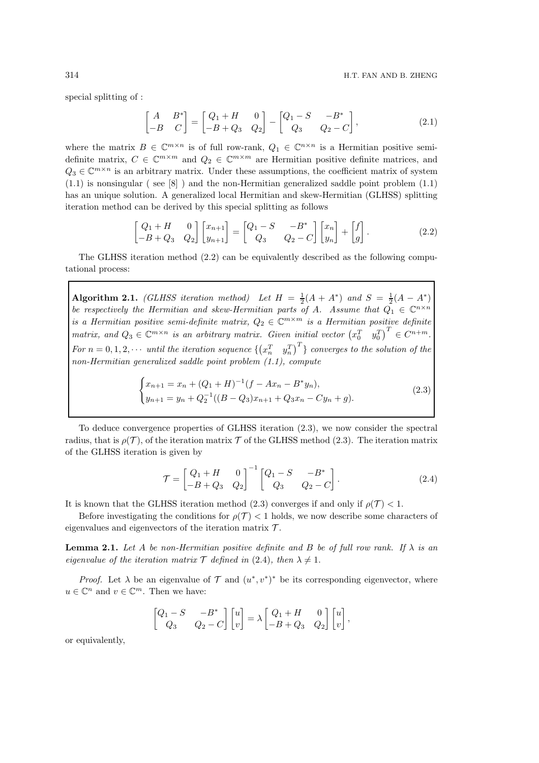special splitting of :

$$\begin{bmatrix} A & B^* \\ -B & C \end{bmatrix} = \begin{bmatrix} Q_1 + H & 0 \\ -B + Q_3 & Q_2 \end{bmatrix} - \begin{bmatrix} Q_1 - S & -B^* \\ Q_3 & Q_2 - C \end{bmatrix}, \tag{2.1}$$

where the matrix $B \in \mathbb{C}^{m\times n}$ is of full row-rank, $Q_1 \in \mathbb{C}^{n\times n}$ is a Hermitian positive semi-definite matrix, $C \in \mathbb{C}^{m\times m}$ and $Q_2 \in \mathbb{C}^{m\times m}$ are Hermitian positive definite matrices, and $Q_3 \in \mathbb{C}^{m\times n}$ is an arbitrary matrix. Under these assumptions, the coefficient matrix of system (1.1) is nonsingular ( see [8] ) and the non-Hermitian generalized saddle point problem (1.1) has an unique solution. A generalized local Hermitian and skew-Hermitian (GLHSS) splitting iteration method can be derived by this special splitting as follows

$$\begin{bmatrix} Q_1 + H & 0 \\ -B + Q_3 & Q_2 \end{bmatrix} \begin{bmatrix} x_{n+1} \\ y_{n+1} \end{bmatrix} = \begin{bmatrix} Q_1 - S & -B^* \\ Q_3 & Q_2 - C \end{bmatrix} \begin{bmatrix} x_n \\ y_n \end{bmatrix} + \begin{bmatrix} f \\ g \end{bmatrix}. \tag{2.2}$$

The GLHSS iteration method (2.2) can be equivalently described as the following computational process:

**Algorithm 2.1.** *(GLHSS iteration method) Let $H = \frac{1}{2}(A + A^*)$ and $S = \frac{1}{2}(A - A^*)$ be respectively the Hermitian and skew-Hermitian parts of $A$. Assume that $Q_1 \in \mathbb{C}^{n\times n}$ is a Hermitian positive semi-definite matrix, $Q_2 \in \mathbb{C}^{m\times m}$ is a Hermitian positive definite matrix, and $Q_3 \in \mathbb{C}^{m\times n}$ is an arbitrary matrix. Given initial vector $\begin{pmatrix} x_0^T & y_0^T \end{pmatrix}^T \in C^{n+m}$. For $n = 0, 1, 2, \cdots$ until the iteration sequence $\{\begin{pmatrix} x_n^T & y_n^T \end{pmatrix}^T\}$ converges to the solution of the non-Hermitian generalized saddle point problem (1.1), compute*

$$\begin{cases} x_{n+1} = x_n + (Q_1 + H)^{-1}(f - Ax_n - B^* y_n), \\ y_{n+1} = y_n + Q_2^{-1}((B - Q_3)x_{n+1} + Q_3 x_n - Cy_n + g). \end{cases} \tag{2.3}$$

To deduce convergence properties of GLHSS iteration (2.3), we now consider the spectral radius, that is $\rho(\mathcal{T})$, of the iteration matrix $\mathcal{T}$ of the GLHSS method (2.3). The iteration matrix of the GLHSS iteration is given by

$$\mathcal{T} = \begin{bmatrix} Q_1 + H & 0 \\ -B + Q_3 & Q_2 \end{bmatrix}^{-1} \begin{bmatrix} Q_1 - S & -B^* \\ Q_3 & Q_2 - C \end{bmatrix}. \tag{2.4}$$

It is known that the GLHSS iteration method (2.3) converges if and only if $\rho(\mathcal{T}) < 1$.

Before investigating the conditions for $\rho(\mathcal{T}) < 1$ holds, we now describe some characters of eigenvalues and eigenvectors of the iteration matrix $\mathcal{T}$.

**Lemma 2.1.** *Let $A$ be non-Hermitian positive definite and $B$ be of full row rank. If $\lambda$ is an eigenvalue of the iteration matrix $\mathcal{T}$ defined in (2.4), then $\lambda \neq 1$.*

*Proof.* Let $\lambda$ be an eigenvalue of $\mathcal{T}$ and $(u^*, v^*)^*$ be its corresponding eigenvector, where $u \in \mathbb{C}^n$ and $v \in \mathbb{C}^m$. Then we have:

$$\begin{bmatrix} Q_1 - S & -B^* \\ Q_3 & Q_2 - C \end{bmatrix} \begin{bmatrix} u \\ v \end{bmatrix} = \lambda \begin{bmatrix} Q_1 + H & 0 \\ -B + Q_3 & Q_2 \end{bmatrix} \begin{bmatrix} u \\ v \end{bmatrix},$$

or equivalently,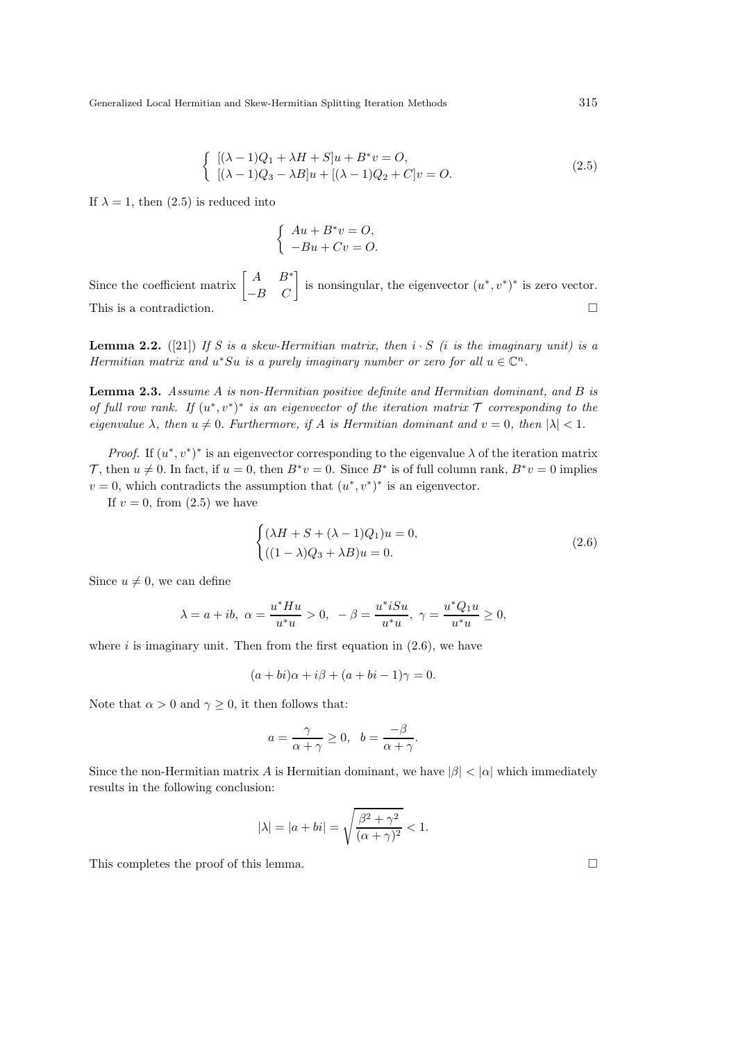$$
\begin{cases} [(\lambda-1)Q_1+\lambda H+S]u+B^*v=O, \\ [(\lambda-1)Q_3-\lambda B]u+[(\lambda-1)Q_2+C]v=O. \end{cases} \tag{2.5}
$$

If $\lambda = 1$, then (2.5) is reduced into

$$
\begin{cases} Au+B^*v=O, \\ -Bu+Cv=O. \end{cases}
$$

Since the coefficient matrix $\begin{bmatrix} A & B^* \\ -B & C \end{bmatrix}$ is nonsingular, the eigenvector $(u^*, v^*)^*$ is zero vector. This is a contradiction. □

**Lemma 2.2.** ([21]) *If $S$ is a skew-Hermitian matrix, then $i \cdot S$ ($i$ is the imaginary unit) is a Hermitian matrix and $u^*Su$ is a purely imaginary number or zero for all $u \in \mathbb{C}^n$.*

**Lemma 2.3.** *Assume $A$ is non-Hermitian positive definite and Hermitian dominant, and $B$ is of full row rank. If $(u^*, v^*)^*$ is an eigenvector of the iteration matrix $\mathcal{T}$ corresponding to the eigenvalue $\lambda$, then $u \neq 0$. Furthermore, if $A$ is Hermitian dominant and $v = 0$, then $|\lambda| < 1$.*

*Proof.* If $(u^*, v^*)^*$ is an eigenvector corresponding to the eigenvalue $\lambda$ of the iteration matrix $\mathcal{T}$, then $u \neq 0$. In fact, if $u = 0$, then $B^*v = 0$. Since $B^*$ is of full column rank, $B^*v = 0$ implies $v = 0$, which contradicts the assumption that $(u^*, v^*)^*$ is an eigenvector.

If $v = 0$, from (2.5) we have

$$
\begin{cases} (\lambda H + S + (\lambda - 1)Q_1)u = 0, \\ ((1-\lambda)Q_3 + \lambda B)u = 0. \end{cases} \tag{2.6}
$$

Since $u \neq 0$, we can define

$$
\lambda = a + ib,\ \alpha = \frac{u^*Hu}{u^*u} > 0,\ \ -\beta = \frac{u^*iSu}{u^*u},\ \gamma = \frac{u^*Q_1u}{u^*u} \geq 0,
$$

where $i$ is imaginary unit. Then from the first equation in (2.6), we have

$$
(a+bi)\alpha + i\beta + (a+bi-1)\gamma = 0.
$$

Note that $\alpha > 0$ and $\gamma \geq 0$, it then follows that:

$$
a = \frac{\gamma}{\alpha + \gamma} \geq 0, \quad b = \frac{-\beta}{\alpha + \gamma}.
$$

Since the non-Hermitian matrix $A$ is Hermitian dominant, we have $|\beta| < |\alpha|$ which immediately results in the following conclusion:

$$
|\lambda| = |a + bi| = \sqrt{\frac{\beta^2 + \gamma^2}{(\alpha + \gamma)^2}} < 1.
$$

This completes the proof of this lemma. □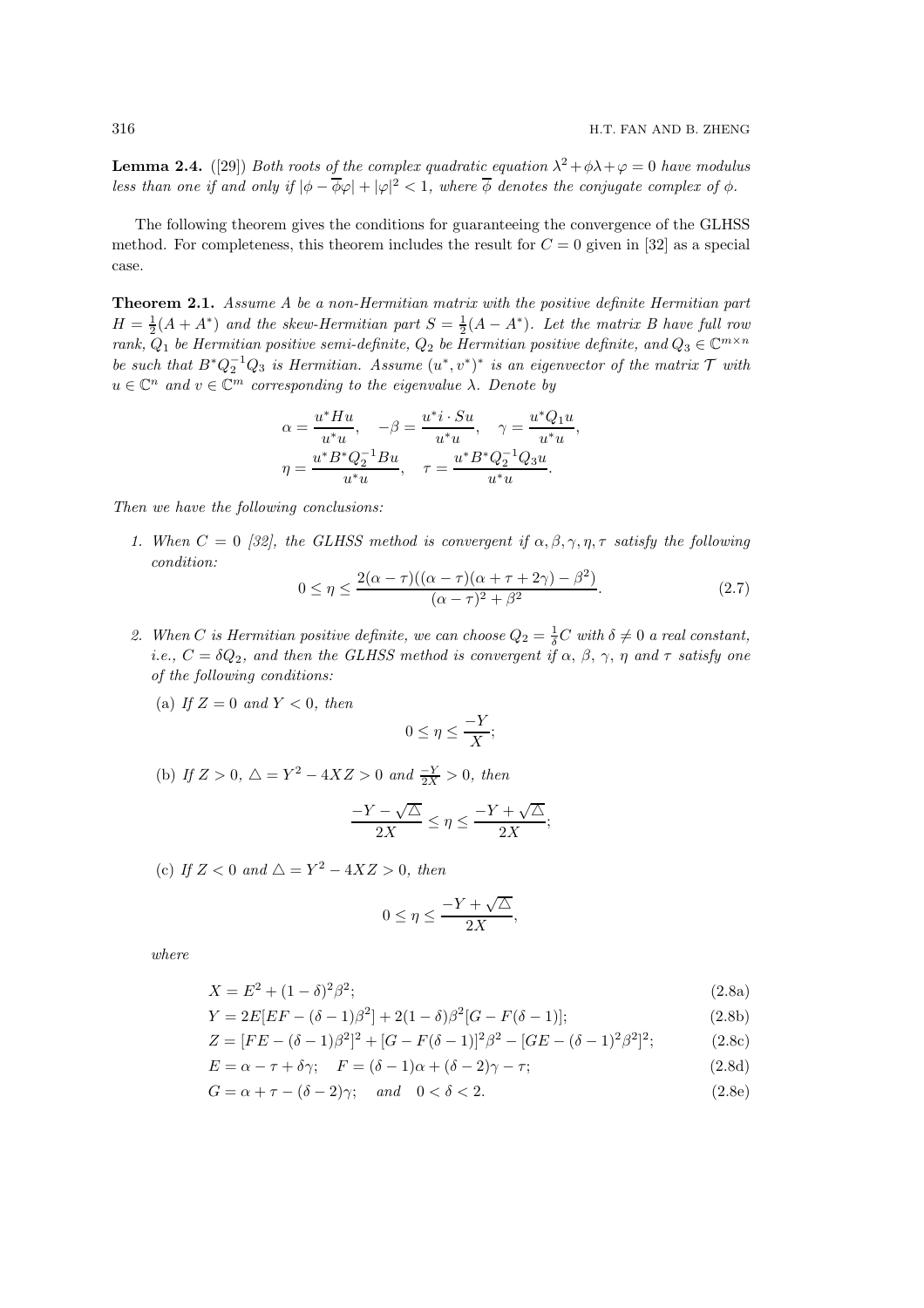**Lemma 2.4.** ([29]) *Both roots of the complex quadratic equation $\lambda^2+\phi\lambda+\varphi=0$ have modulus less than one if and only if $|\phi-\overline{\phi}\varphi|+|\varphi|^2<1$, where $\overline{\phi}$ denotes the conjugate complex of $\phi$.*

The following theorem gives the conditions for guaranteeing the convergence of the GLHSS method. For completeness, this theorem includes the result for $C=0$ given in [32] as a special case.

**Theorem 2.1.** *Assume $A$ be a non-Hermitian matrix with the positive definite Hermitian part $H=\frac{1}{2}(A+A^*)$ and the skew-Hermitian part $S=\frac{1}{2}(A-A^*)$. Let the matrix $B$ have full row rank, $Q_1$ be Hermitian positive semi-definite, $Q_2$ be Hermitian positive definite, and $Q_3\in\mathbb{C}^{m\times n}$ be such that $B^*Q_2^{-1}Q_3$ is Hermitian. Assume $(u^*,v^*)^*$ is an eigenvector of the matrix $\mathcal{T}$ with $u\in\mathbb{C}^n$ and $v\in\mathbb{C}^m$ corresponding to the eigenvalue $\lambda$. Denote by*

$$\alpha=\frac{u^*Hu}{u^*u},\quad -\beta=\frac{u^*i\cdot Su}{u^*u},\quad \gamma=\frac{u^*Q_1u}{u^*u},$$
$$\eta=\frac{u^*B^*Q_2^{-1}Bu}{u^*u},\quad \tau=\frac{u^*B^*Q_2^{-1}Q_3u}{u^*u}.$$

*Then we have the following conclusions:*

1. *When $C=0$ [32], the GLHSS method is convergent if $\alpha,\beta,\gamma,\eta,\tau$ satisfy the following condition:*
$$0\le\eta\le\frac{2(\alpha-\tau)((\alpha-\tau)(\alpha+\tau+2\gamma)-\beta^2)}{(\alpha-\tau)^2+\beta^2}. \tag{2.7}$$

2. *When $C$ is Hermitian positive definite, we can choose $Q_2=\frac{1}{\delta}C$ with $\delta\neq 0$ a real constant, i.e., $C=\delta Q_2$, and then the GLHSS method is convergent if $\alpha$, $\beta$, $\gamma$, $\eta$ and $\tau$ satisfy one of the following conditions:*

   (a) *If $Z=0$ and $Y<0$, then*
   $$0\le\eta\le\frac{-Y}{X};$$

   (b) *If $Z>0$, $\triangle=Y^2-4XZ>0$ and $\frac{-Y}{2X}>0$, then*
   $$\frac{-Y-\sqrt{\triangle}}{2X}\le\eta\le\frac{-Y+\sqrt{\triangle}}{2X};$$

   (c) *If $Z<0$ and $\triangle=Y^2-4XZ>0$, then*
   $$0\le\eta\le\frac{-Y+\sqrt{\triangle}}{2X},$$

   *where*

$$X=E^2+(1-\delta)^2\beta^2; \tag{2.8a}$$
$$Y=2E[EF-(\delta-1)\beta^2]+2(1-\delta)\beta^2[G-F(\delta-1)]; \tag{2.8b}$$
$$Z=[FE-(\delta-1)\beta^2]^2+[G-F(\delta-1)]^2\beta^2-[GE-(\delta-1)^2\beta^2]^2; \tag{2.8c}$$
$$E=\alpha-\tau+\delta\gamma;\quad F=(\delta-1)\alpha+(\delta-2)\gamma-\tau; \tag{2.8d}$$
$$G=\alpha+\tau-(\delta-2)\gamma;\quad \textit{and}\quad 0<\delta<2. \tag{2.8e}$$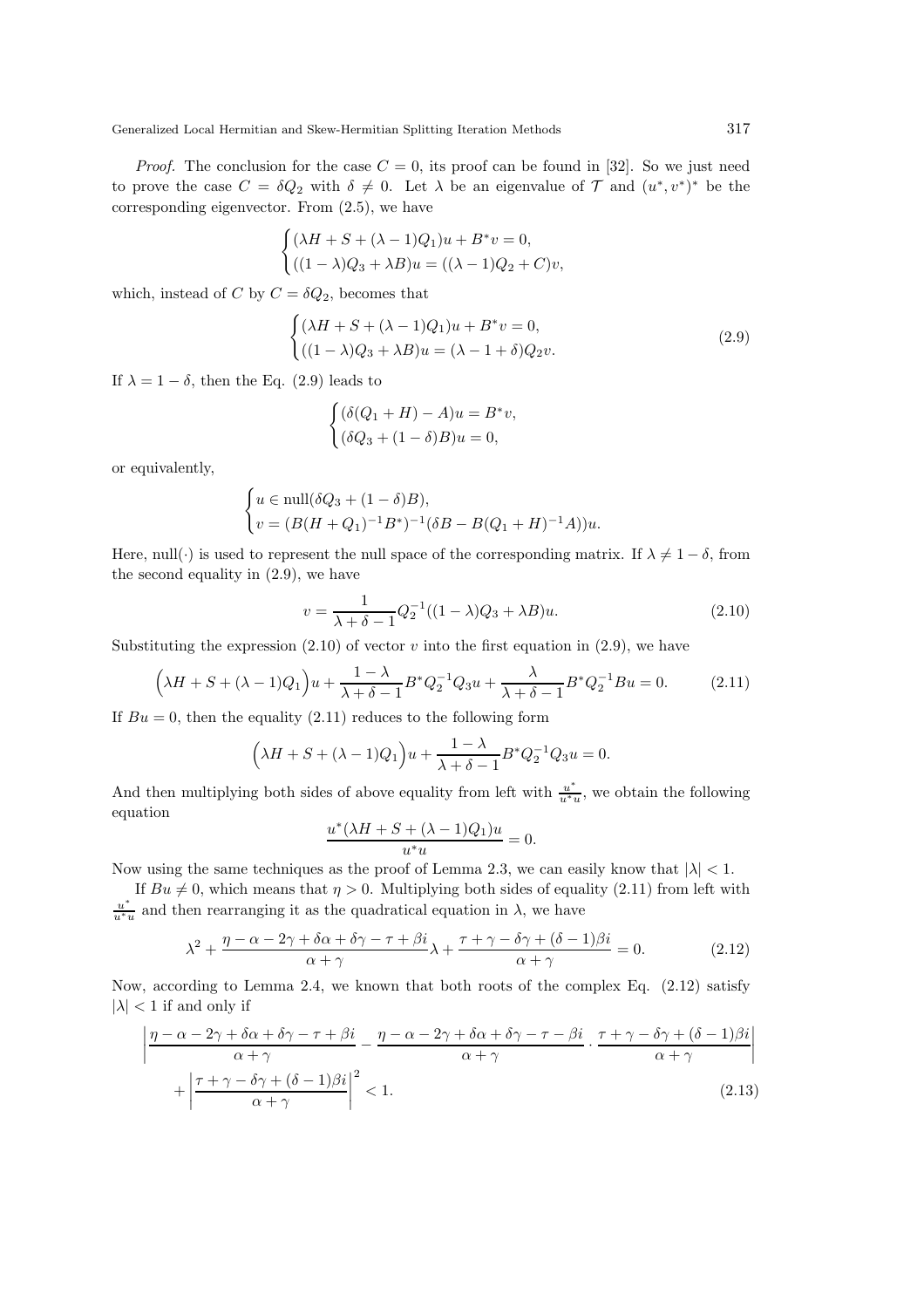*Proof.* The conclusion for the case $C = 0$, its proof can be found in [32]. So we just need to prove the case $C = \delta Q_2$ with $\delta \neq 0$. Let $\lambda$ be an eigenvalue of $\mathcal{T}$ and $(u^*, v^*)^*$ be the corresponding eigenvector. From (2.5), we have

$$\begin{cases} (\lambda H + S + (\lambda - 1)Q_1)u + B^* v = 0, \\ ((1-\lambda)Q_3 + \lambda B)u = ((\lambda - 1)Q_2 + C)v, \end{cases}$$

which, instead of $C$ by $C = \delta Q_2$, becomes that

$$\begin{cases} (\lambda H + S + (\lambda - 1)Q_1)u + B^* v = 0, \\ ((1-\lambda)Q_3 + \lambda B)u = (\lambda - 1 + \delta)Q_2 v. \end{cases} \tag{2.9}$$

If $\lambda = 1 - \delta$, then the Eq. (2.9) leads to

$$\begin{cases} (\delta(Q_1 + H) - A)u = B^* v, \\ (\delta Q_3 + (1-\delta)B)u = 0, \end{cases}$$

or equivalently,

$$\begin{cases} u \in \mathrm{null}(\delta Q_3 + (1-\delta)B), \\ v = (B(H+Q_1)^{-1}B^*)^{-1}(\delta B - B(Q_1 + H)^{-1}A))u. \end{cases}$$

Here, null$(\cdot)$ is used to represent the null space of the corresponding matrix. If $\lambda \neq 1 - \delta$, from the second equality in (2.9), we have

$$v = \frac{1}{\lambda + \delta - 1} Q_2^{-1}((1-\lambda)Q_3 + \lambda B)u. \tag{2.10}$$

Substituting the expression (2.10) of vector $v$ into the first equation in (2.9), we have

$$\Big(\lambda H + S + (\lambda - 1)Q_1\Big)u + \frac{1-\lambda}{\lambda + \delta - 1} B^* Q_2^{-1} Q_3 u + \frac{\lambda}{\lambda + \delta - 1} B^* Q_2^{-1} B u = 0. \tag{2.11}$$

If $Bu = 0$, then the equality (2.11) reduces to the following form

$$\Big(\lambda H + S + (\lambda - 1)Q_1\Big)u + \frac{1-\lambda}{\lambda + \delta - 1} B^* Q_2^{-1} Q_3 u = 0.$$

And then multiplying both sides of above equality from left with $\frac{u^*}{u^* u}$, we obtain the following equation

$$\frac{u^*(\lambda H + S + (\lambda - 1)Q_1)u}{u^* u} = 0.$$

Now using the same techniques as the proof of Lemma 2.3, we can easily know that $|\lambda| < 1$.

If $Bu \neq 0$, which means that $\eta > 0$. Multiplying both sides of equality (2.11) from left with $\frac{u^*}{u^* u}$ and then rearranging it as the quadratical equation in $\lambda$, we have

$$\lambda^2 + \frac{\eta - \alpha - 2\gamma + \delta\alpha + \delta\gamma - \tau + \beta i}{\alpha + \gamma}\lambda + \frac{\tau + \gamma - \delta\gamma + (\delta - 1)\beta i}{\alpha + \gamma} = 0. \tag{2.12}$$

Now, according to Lemma 2.4, we known that both roots of the complex Eq. (2.12) satisfy $|\lambda| < 1$ if and only if

$$\begin{aligned} &\left| \frac{\eta - \alpha - 2\gamma + \delta\alpha + \delta\gamma - \tau + \beta i}{\alpha + \gamma} - \frac{\eta - \alpha - 2\gamma + \delta\alpha + \delta\gamma - \tau - \beta i}{\alpha + \gamma} \cdot \frac{\tau + \gamma - \delta\gamma + (\delta - 1)\beta i}{\alpha + \gamma} \right| \\ &\quad + \left| \frac{\tau + \gamma - \delta\gamma + (\delta - 1)\beta i}{\alpha + \gamma} \right|^2 < 1. \end{aligned} \tag{2.13}$$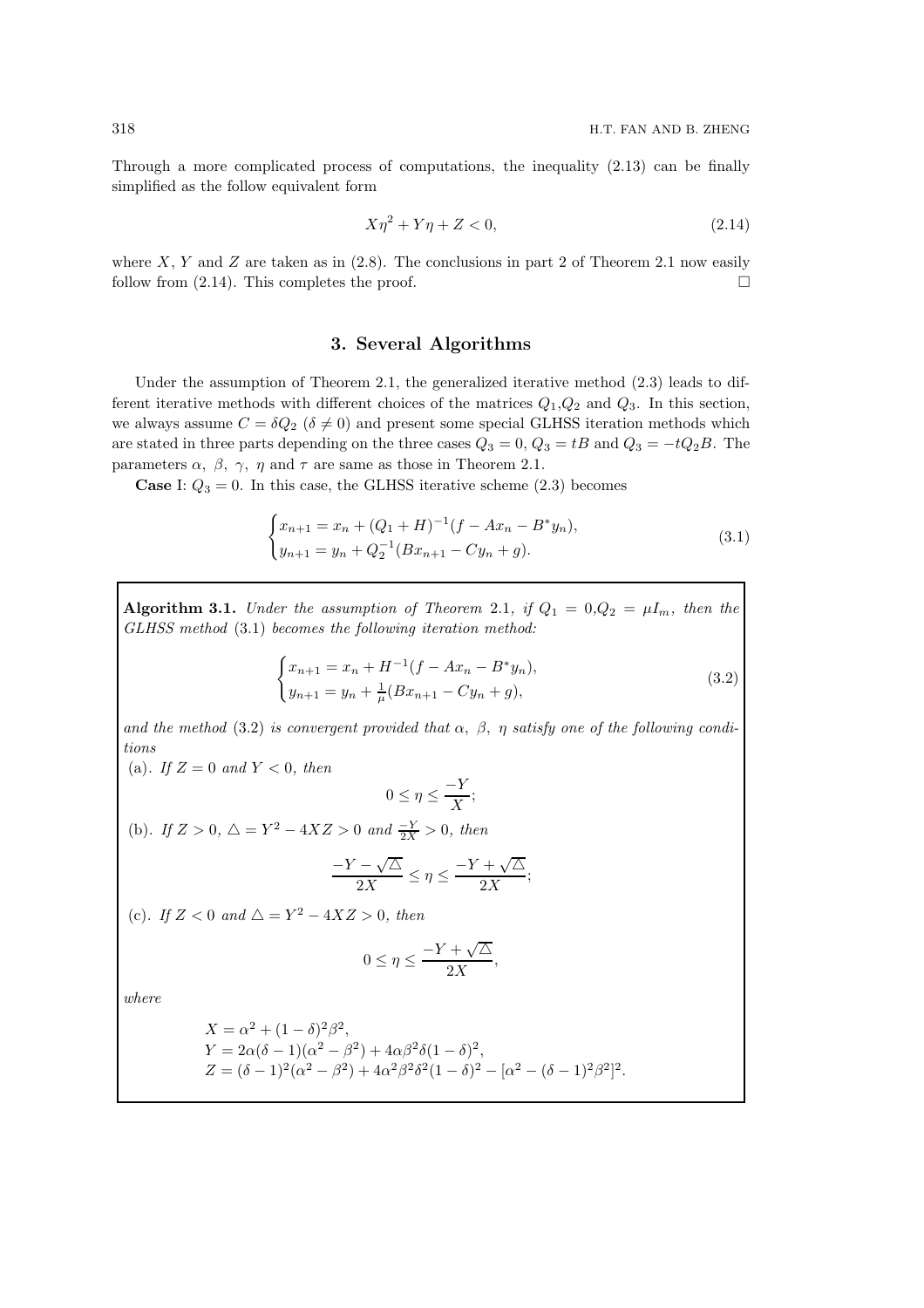Through a more complicated process of computations, the inequality (2.13) can be finally simplified as the follow equivalent form

$$X\eta^2 + Y\eta + Z < 0, \tag{2.14}$$

where $X$, $Y$ and $Z$ are taken as in (2.8). The conclusions in part 2 of Theorem 2.1 now easily follow from (2.14). This completes the proof. $\square$

## 3. Several Algorithms

Under the assumption of Theorem 2.1, the generalized iterative method (2.3) leads to different iterative methods with different choices of the matrices $Q_1$,$Q_2$ and $Q_3$. In this section, we always assume $C = \delta Q_2$ ($\delta \neq 0$) and present some special GLHSS iteration methods which are stated in three parts depending on the three cases $Q_3 = 0$, $Q_3 = tB$ and $Q_3 = -tQ_2B$. The parameters $\alpha$, $\beta$, $\gamma$, $\eta$ and $\tau$ are same as those in Theorem 2.1.

**Case** I: $Q_3 = 0$. In this case, the GLHSS iterative scheme (2.3) becomes

$$\begin{cases} x_{n+1} = x_n + (Q_1 + H)^{-1}(f - Ax_n - B^* y_n), \\ y_{n+1} = y_n + Q_2^{-1}(Bx_{n+1} - Cy_n + g). \end{cases} \tag{3.1}$$

**Algorithm 3.1.** *Under the assumption of Theorem* 2.1, *if* $Q_1 = 0$,$Q_2 = \mu I_m$, *then the GLHSS method* (3.1) *becomes the following iteration method:*

$$\begin{cases} x_{n+1} = x_n + H^{-1}(f - Ax_n - B^* y_n), \\ y_{n+1} = y_n + \frac{1}{\mu}(Bx_{n+1} - Cy_n + g), \end{cases} \tag{3.2}$$

*and the method* (3.2) *is convergent provided that* $\alpha$, $\beta$, $\eta$ *satisfy one of the following conditions*

(a). *If* $Z = 0$ *and* $Y < 0$, *then*

$$0 \leq \eta \leq \frac{-Y}{X};$$

(b). *If* $Z > 0$, $\triangle = Y^2 - 4XZ > 0$ *and* $\frac{-Y}{2X} > 0$, *then*

$$\frac{-Y - \sqrt{\triangle}}{2X} \leq \eta \leq \frac{-Y + \sqrt{\triangle}}{2X};$$

(c). *If* $Z < 0$ *and* $\triangle = Y^2 - 4XZ > 0$, *then*

$$0 \leq \eta \leq \frac{-Y + \sqrt{\triangle}}{2X},$$

*where*

$$\begin{aligned} &X = \alpha^2 + (1-\delta)^2\beta^2, \\ &Y = 2\alpha(\delta - 1)(\alpha^2 - \beta^2) + 4\alpha\beta^2\delta(1-\delta)^2, \\ &Z = (\delta - 1)^2(\alpha^2 - \beta^2) + 4\alpha^2\beta^2\delta^2(1-\delta)^2 - [\alpha^2 - (\delta - 1)^2\beta^2]^2. \end{aligned}$$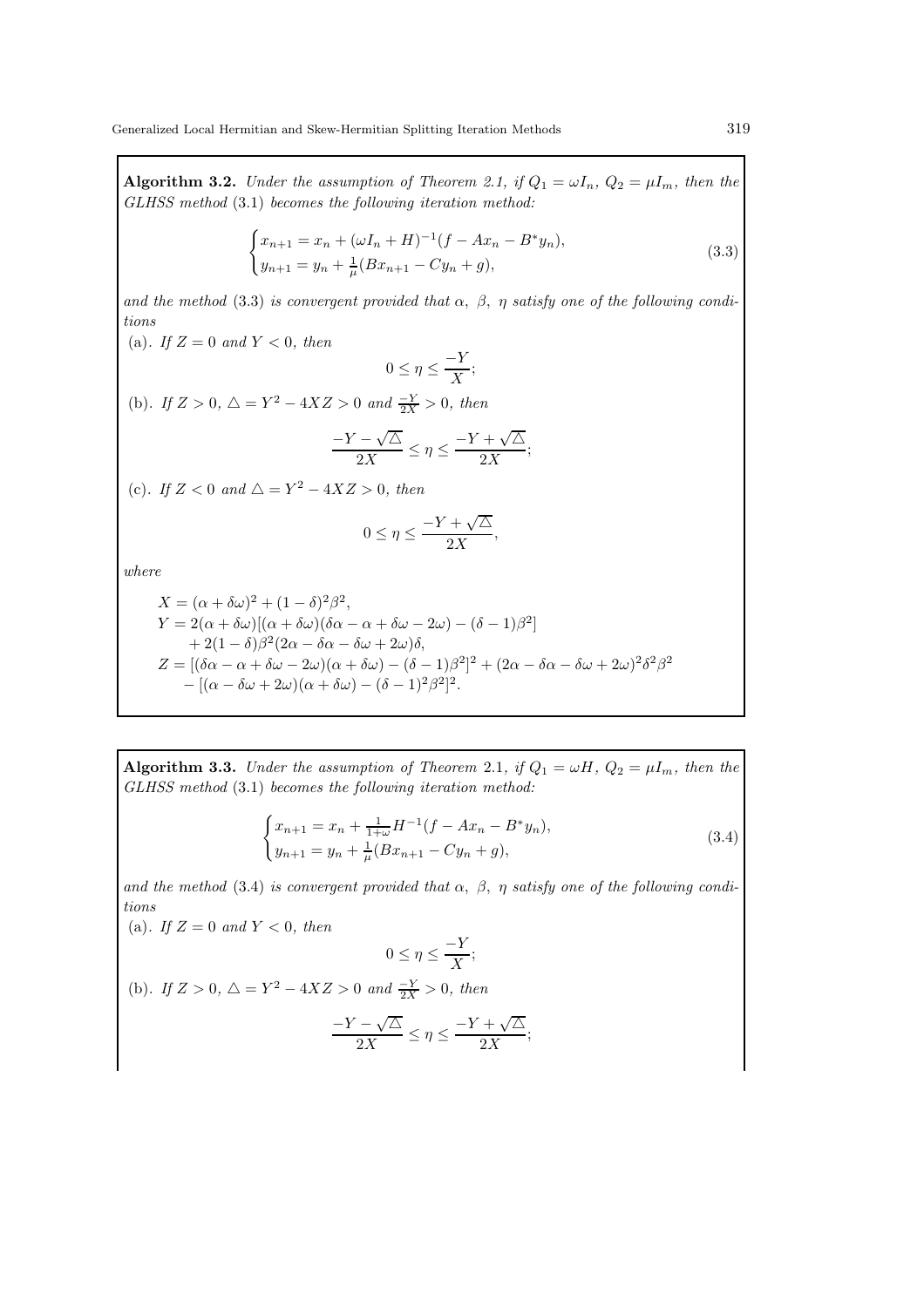**Algorithm 3.2.** *Under the assumption of Theorem 2.1, if $Q_1 = \omega I_n$, $Q_2 = \mu I_m$, then the GLHSS method* (3.1) *becomes the following iteration method:*

$$\begin{cases} x_{n+1} = x_n + (\omega I_n + H)^{-1}(f - Ax_n - B^* y_n), \\ y_{n+1} = y_n + \frac{1}{\mu}(Bx_{n+1} - Cy_n + g), \end{cases} \tag{3.3}$$

*and the method* (3.3) *is convergent provided that $\alpha$, $\beta$, $\eta$ satisfy one of the following conditions*

(a). *If $Z = 0$ and $Y < 0$, then*

$$0 \le \eta \le \frac{-Y}{X};$$

(b). *If $Z > 0$, $\triangle = Y^2 - 4XZ > 0$ and $\frac{-Y}{2X} > 0$, then*

$$\frac{-Y - \sqrt{\triangle}}{2X} \le \eta \le \frac{-Y + \sqrt{\triangle}}{2X};$$

(c). *If $Z < 0$ and $\triangle = Y^2 - 4XZ > 0$, then*

$$0 \le \eta \le \frac{-Y + \sqrt{\triangle}}{2X},$$

*where*

$$\begin{aligned} &X = (\alpha + \delta\omega)^2 + (1-\delta)^2\beta^2, \\ &Y = 2(\alpha + \delta\omega)[(\alpha + \delta\omega)(\delta\alpha - \alpha + \delta\omega - 2\omega) - (\delta - 1)\beta^2] \\ &\quad + 2(1-\delta)\beta^2(2\alpha - \delta\alpha - \delta\omega + 2\omega)\delta, \\ &Z = [(\delta\alpha - \alpha + \delta\omega - 2\omega)(\alpha + \delta\omega) - (\delta - 1)\beta^2]^2 + (2\alpha - \delta\alpha - \delta\omega + 2\omega)^2\delta^2\beta^2 \\ &\quad - [(\alpha - \delta\omega + 2\omega)(\alpha + \delta\omega) - (\delta - 1)^2\beta^2]^2. \end{aligned}$$

**Algorithm 3.3.** *Under the assumption of Theorem* 2.1*, if $Q_1 = \omega H$, $Q_2 = \mu I_m$, then the GLHSS method* (3.1) *becomes the following iteration method:*

$$\begin{cases} x_{n+1} = x_n + \frac{1}{1+\omega}H^{-1}(f - Ax_n - B^* y_n), \\ y_{n+1} = y_n + \frac{1}{\mu}(Bx_{n+1} - Cy_n + g), \end{cases} \tag{3.4}$$

*and the method* (3.4) *is convergent provided that $\alpha$, $\beta$, $\eta$ satisfy one of the following conditions*

(a). *If $Z = 0$ and $Y < 0$, then*

$$0 \le \eta \le \frac{-Y}{X};$$

(b). *If $Z > 0$, $\triangle = Y^2 - 4XZ > 0$ and $\frac{-Y}{2X} > 0$, then*

$$\frac{-Y - \sqrt{\triangle}}{2X} \le \eta \le \frac{-Y + \sqrt{\triangle}}{2X};$$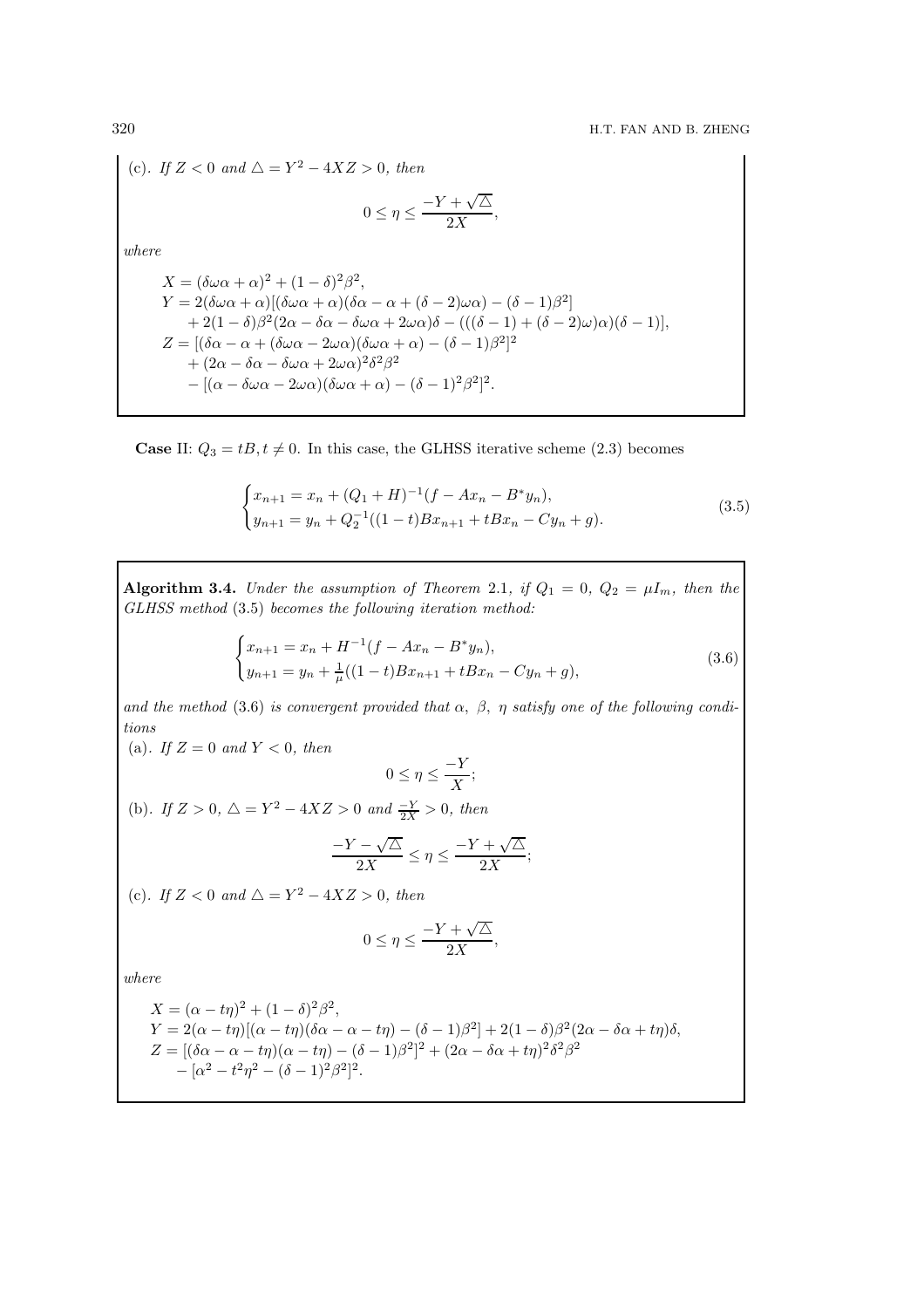(c). *If $Z < 0$ and $\triangle = Y^2 - 4XZ > 0$, then*

$$0 \leq \eta \leq \frac{-Y + \sqrt{\triangle}}{2X},$$

*where*

$$\begin{aligned}
X &= (\delta\omega\alpha + \alpha)^2 + (1-\delta)^2\beta^2, \\
Y &= 2(\delta\omega\alpha + \alpha)[(\delta\omega\alpha + \alpha)(\delta\alpha - \alpha + (\delta - 2)\omega\alpha) - (\delta - 1)\beta^2] \\
&\quad + 2(1-\delta)\beta^2(2\alpha - \delta\alpha - \delta\omega\alpha + 2\omega\alpha)\delta - (((\delta - 1) + (\delta - 2)\omega)\alpha)(\delta - 1)], \\
Z &= [(\delta\alpha - \alpha + (\delta\omega\alpha - 2\omega\alpha)(\delta\omega\alpha + \alpha) - (\delta - 1)\beta^2]^2 \\
&\quad + (2\alpha - \delta\alpha - \delta\omega\alpha + 2\omega\alpha)^2\delta^2\beta^2 \\
&\quad - [(\alpha - \delta\omega\alpha - 2\omega\alpha)(\delta\omega\alpha + \alpha) - (\delta - 1)^2\beta^2]^2.
\end{aligned}$$

**Case** II: $Q_3 = tB, t \neq 0$. In this case, the GLHSS iterative scheme (2.3) becomes

$$\begin{cases} x_{n+1} = x_n + (Q_1 + H)^{-1}(f - Ax_n - B^* y_n), \\ y_{n+1} = y_n + Q_2^{-1}((1-t)Bx_{n+1} + tBx_n - Cy_n + g). \end{cases} \tag{3.5}$$

**Algorithm 3.4.** *Under the assumption of Theorem* 2.1*, if $Q_1 = 0$, $Q_2 = \mu I_m$, then the GLHSS method* (3.5) *becomes the following iteration method:*

$$\begin{cases} x_{n+1} = x_n + H^{-1}(f - Ax_n - B^* y_n), \\ y_{n+1} = y_n + \frac{1}{\mu}((1-t)Bx_{n+1} + tBx_n - Cy_n + g), \end{cases} \tag{3.6}$$

*and the method* (3.6) *is convergent provided that $\alpha$, $\beta$, $\eta$ satisfy one of the following conditions*

(a). *If $Z = 0$ and $Y < 0$, then*

$$0 \leq \eta \leq \frac{-Y}{X};$$

(b). *If $Z > 0$, $\triangle = Y^2 - 4XZ > 0$ and $\frac{-Y}{2X} > 0$, then*

$$\frac{-Y - \sqrt{\triangle}}{2X} \leq \eta \leq \frac{-Y + \sqrt{\triangle}}{2X};$$

(c). *If $Z < 0$ and $\triangle = Y^2 - 4XZ > 0$, then*

$$0 \leq \eta \leq \frac{-Y + \sqrt{\triangle}}{2X},$$

*where*

$$\begin{aligned}
X &= (\alpha - t\eta)^2 + (1-\delta)^2\beta^2, \\
Y &= 2(\alpha - t\eta)[(\alpha - t\eta)(\delta\alpha - \alpha - t\eta) - (\delta - 1)\beta^2] + 2(1-\delta)\beta^2(2\alpha - \delta\alpha + t\eta)\delta, \\
Z &= [(\delta\alpha - \alpha - t\eta)(\alpha - t\eta) - (\delta - 1)\beta^2]^2 + (2\alpha - \delta\alpha + t\eta)^2\delta^2\beta^2 \\
&\quad - [\alpha^2 - t^2\eta^2 - (\delta - 1)^2\beta^2]^2.
\end{aligned}$$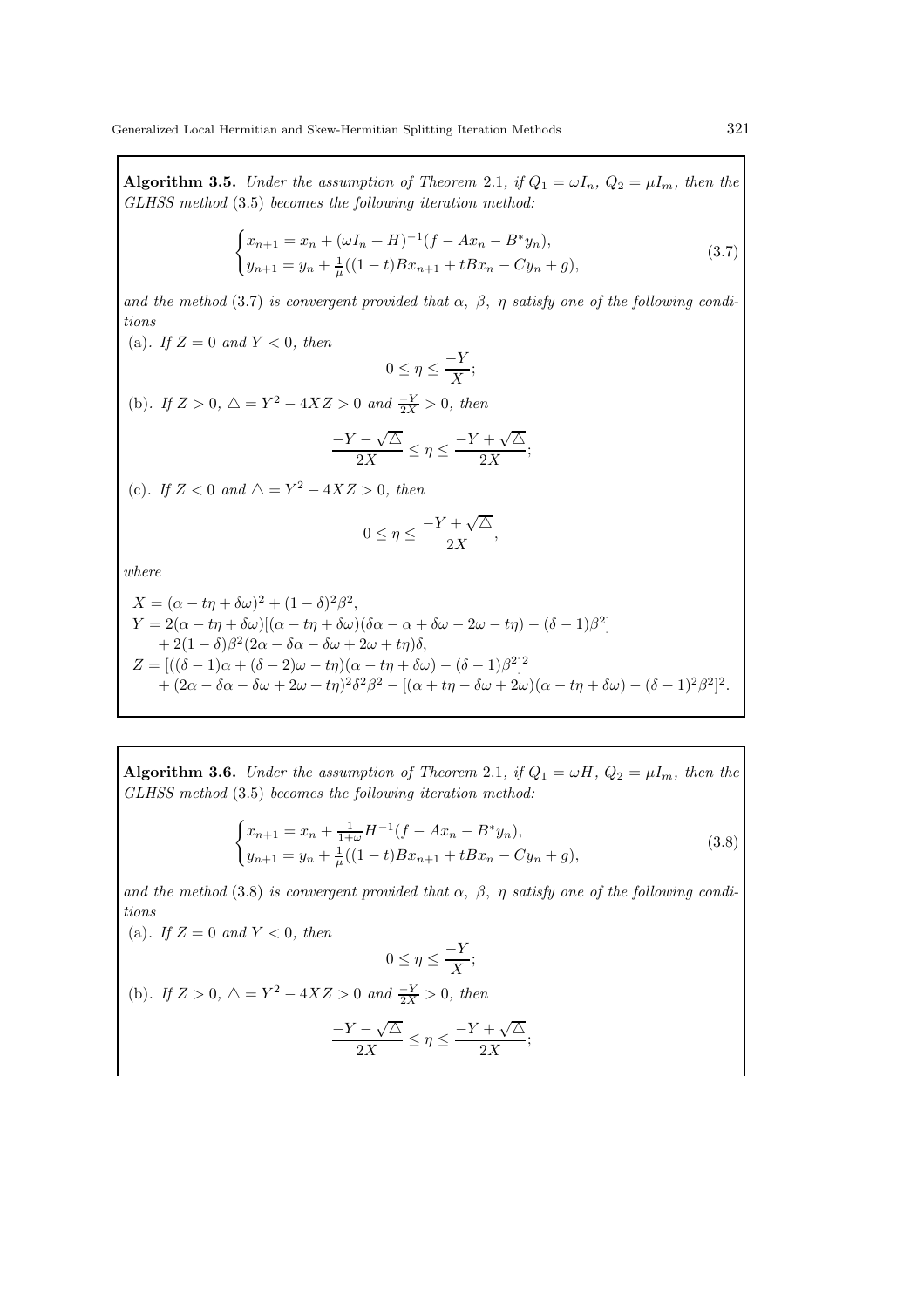**Algorithm 3.5.** *Under the assumption of Theorem* 2.1*, if* $Q_1 = \omega I_n$*,* $Q_2 = \mu I_m$*, then the GLHSS method* (3.5) *becomes the following iteration method:*

$$\begin{cases} x_{n+1} = x_n + (\omega I_n + H)^{-1}(f - Ax_n - B^* y_n), \\ y_{n+1} = y_n + \frac{1}{\mu}((1-t)Bx_{n+1} + tBx_n - Cy_n + g), \end{cases} \tag{3.7}$$

*and the method* (3.7) *is convergent provided that* $\alpha$*,* $\beta$*,* $\eta$ *satisfy one of the following conditions*

(a). *If* $Z = 0$ *and* $Y < 0$*, then*

$$0 \le \eta \le \frac{-Y}{X};$$

(b). *If* $Z > 0$*,* $\triangle = Y^2 - 4XZ > 0$ *and* $\frac{-Y}{2X} > 0$*, then*

$$\frac{-Y - \sqrt{\triangle}}{2X} \le \eta \le \frac{-Y + \sqrt{\triangle}}{2X};$$

(c). *If* $Z < 0$ *and* $\triangle = Y^2 - 4XZ > 0$*, then*

$$0 \le \eta \le \frac{-Y + \sqrt{\triangle}}{2X},$$

*where*

$$\begin{aligned} X &= (\alpha - t\eta + \delta\omega)^2 + (1-\delta)^2\beta^2, \\ Y &= 2(\alpha - t\eta + \delta\omega)[(\alpha - t\eta + \delta\omega)(\delta\alpha - \alpha + \delta\omega - 2\omega - t\eta) - (\delta - 1)\beta^2] \\ &\quad + 2(1-\delta)\beta^2(2\alpha - \delta\alpha - \delta\omega + 2\omega + t\eta)\delta, \\ Z &= [((\delta - 1)\alpha + (\delta - 2)\omega - t\eta)(\alpha - t\eta + \delta\omega) - (\delta - 1)\beta^2]^2 \\ &\quad + (2\alpha - \delta\alpha - \delta\omega + 2\omega + t\eta)^2\delta^2\beta^2 - [(\alpha + t\eta - \delta\omega + 2\omega)(\alpha - t\eta + \delta\omega) - (\delta - 1)^2\beta^2]^2. \end{aligned}$$

**Algorithm 3.6.** *Under the assumption of Theorem* 2.1*, if* $Q_1 = \omega H$*,* $Q_2 = \mu I_m$*, then the GLHSS method* (3.5) *becomes the following iteration method:*

$$\begin{cases} x_{n+1} = x_n + \frac{1}{1+\omega}H^{-1}(f - Ax_n - B^* y_n), \\ y_{n+1} = y_n + \frac{1}{\mu}((1-t)Bx_{n+1} + tBx_n - Cy_n + g), \end{cases} \tag{3.8}$$

*and the method* (3.8) *is convergent provided that* $\alpha$*,* $\beta$*,* $\eta$ *satisfy one of the following conditions*

(a). *If* $Z = 0$ *and* $Y < 0$*, then*

$$0 \le \eta \le \frac{-Y}{X};$$

(b). *If* $Z > 0$*,* $\triangle = Y^2 - 4XZ > 0$ *and* $\frac{-Y}{2X} > 0$*, then*

$$\frac{-Y - \sqrt{\triangle}}{2X} \le \eta \le \frac{-Y + \sqrt{\triangle}}{2X};$$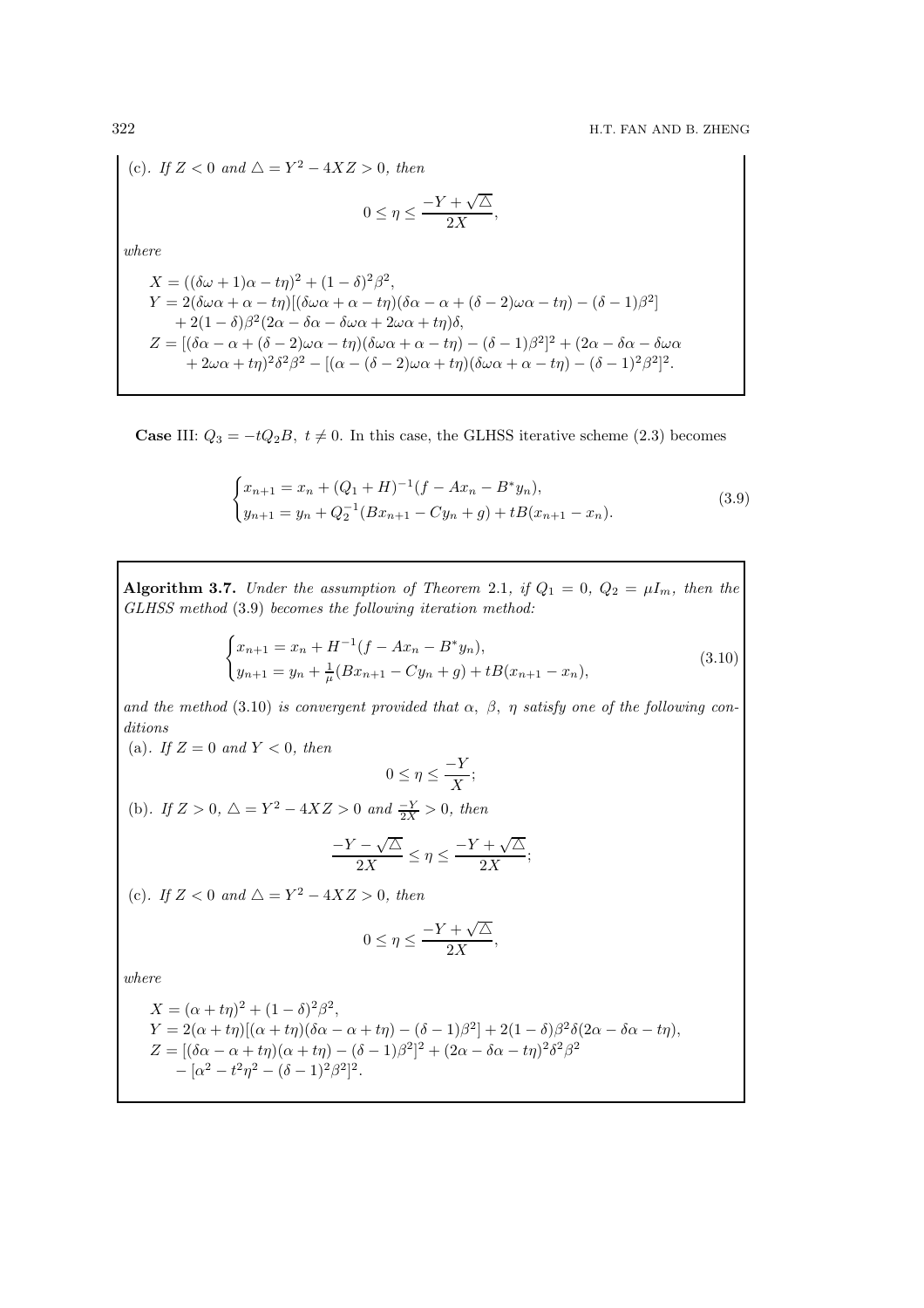(c). *If $Z < 0$ and $\triangle = Y^2 - 4XZ > 0$, then*

$$0 \le \eta \le \frac{-Y + \sqrt{\triangle}}{2X},$$

*where*

$$\begin{aligned}
X &= ((\delta\omega + 1)\alpha - t\eta)^2 + (1-\delta)^2\beta^2, \\
Y &= 2(\delta\omega\alpha + \alpha - t\eta)[(\delta\omega\alpha + \alpha - t\eta)(\delta\alpha - \alpha + (\delta - 2)\omega\alpha - t\eta) - (\delta - 1)\beta^2] \\
&\quad + 2(1-\delta)\beta^2(2\alpha - \delta\alpha - \delta\omega\alpha + 2\omega\alpha + t\eta)\delta, \\
Z &= [(\delta\alpha - \alpha + (\delta-2)\omega\alpha - t\eta)(\delta\omega\alpha + \alpha - t\eta) - (\delta-1)\beta^2]^2 + (2\alpha - \delta\alpha - \delta\omega\alpha \\
&\quad + 2\omega\alpha + t\eta)^2\delta^2\beta^2 - [(\alpha - (\delta-2)\omega\alpha + t\eta)(\delta\omega\alpha + \alpha - t\eta) - (\delta-1)^2\beta^2]^2.
\end{aligned}$$

**Case** III: $Q_3 = -tQ_2B,\ t \neq 0$. In this case, the GLHSS iterative scheme (2.3) becomes

$$\begin{cases} x_{n+1} = x_n + (Q_1 + H)^{-1}(f - Ax_n - B^*y_n), \\ y_{n+1} = y_n + Q_2^{-1}(Bx_{n+1} - Cy_n + g) + tB(x_{n+1} - x_n). \end{cases} \tag{3.9}$$

**Algorithm 3.7.** *Under the assumption of Theorem 2.1, if $Q_1 = 0$, $Q_2 = \mu I_m$, then the GLHSS method (3.9) becomes the following iteration method:*

$$\begin{cases} x_{n+1} = x_n + H^{-1}(f - Ax_n - B^*y_n), \\ y_{n+1} = y_n + \frac{1}{\mu}(Bx_{n+1} - Cy_n + g) + tB(x_{n+1} - x_n), \end{cases} \tag{3.10}$$

*and the method (3.10) is convergent provided that $\alpha$, $\beta$, $\eta$ satisfy one of the following conditions*

(a). *If $Z = 0$ and $Y < 0$, then*

$$0 \le \eta \le \frac{-Y}{X};$$

(b). *If $Z > 0$, $\triangle = Y^2 - 4XZ > 0$ and $\frac{-Y}{2X} > 0$, then*

$$\frac{-Y - \sqrt{\triangle}}{2X} \le \eta \le \frac{-Y + \sqrt{\triangle}}{2X};$$

(c). *If $Z < 0$ and $\triangle = Y^2 - 4XZ > 0$, then*

$$0 \le \eta \le \frac{-Y + \sqrt{\triangle}}{2X},$$

*where*

$$\begin{aligned}
X &= (\alpha + t\eta)^2 + (1-\delta)^2\beta^2, \\
Y &= 2(\alpha + t\eta)[(\alpha + t\eta)(\delta\alpha - \alpha + t\eta) - (\delta-1)\beta^2] + 2(1-\delta)\beta^2\delta(2\alpha - \delta\alpha - t\eta), \\
Z &= [(\delta\alpha - \alpha + t\eta)(\alpha + t\eta) - (\delta-1)\beta^2]^2 + (2\alpha - \delta\alpha - t\eta)^2\delta^2\beta^2 \\
&\quad - [\alpha^2 - t^2\eta^2 - (\delta-1)^2\beta^2]^2.
\end{aligned}$$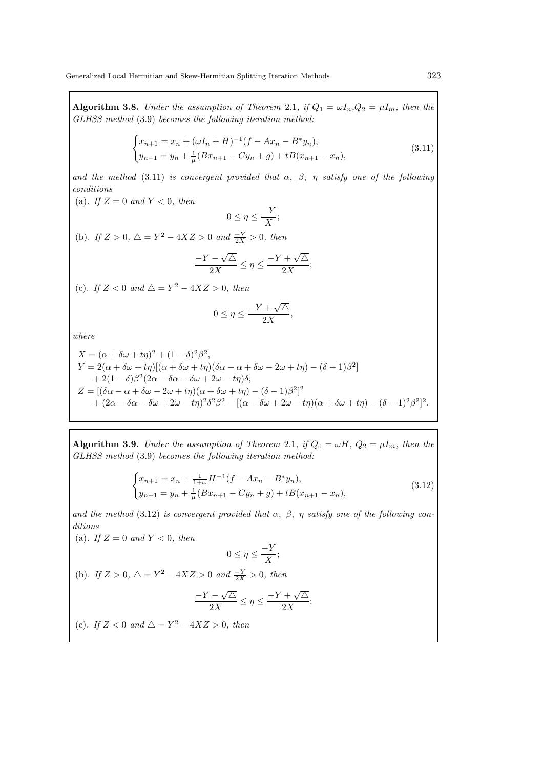**Algorithm 3.8.** *Under the assumption of Theorem* 2.1*, if* $Q_1 = \omega I_n, Q_2 = \mu I_m$*, then the GLHSS method* (3.9) *becomes the following iteration method:*

$$\begin{cases} x_{n+1} = x_n + (\omega I_n + H)^{-1}(f - Ax_n - B^* y_n), \\ y_{n+1} = y_n + \frac{1}{\mu}(Bx_{n+1} - Cy_n + g) + tB(x_{n+1} - x_n), \end{cases} \tag{3.11}$$

*and the method* (3.11) *is convergent provided that* $\alpha$*,* $\beta$*,* $\eta$ *satisfy one of the following conditions*

(a). *If* $Z = 0$ *and* $Y < 0$*, then*

$$0 \le \eta \le \frac{-Y}{X};$$

(b). *If* $Z > 0$*,* $\triangle = Y^2 - 4XZ > 0$ *and* $\frac{-Y}{2X} > 0$*, then*

$$\frac{-Y - \sqrt{\triangle}}{2X} \le \eta \le \frac{-Y + \sqrt{\triangle}}{2X};$$

(c). *If* $Z < 0$ *and* $\triangle = Y^2 - 4XZ > 0$*, then*

$$0 \le \eta \le \frac{-Y + \sqrt{\triangle}}{2X},$$

*where*

$$\begin{aligned}
X &= (\alpha + \delta\omega + t\eta)^2 + (1 - \delta)^2\beta^2, \\
Y &= 2(\alpha + \delta\omega + t\eta)[(\alpha + \delta\omega + t\eta)(\delta\alpha - \alpha + \delta\omega - 2\omega + t\eta) - (\delta - 1)\beta^2] \\
&\quad + 2(1 - \delta)\beta^2(2\alpha - \delta\alpha - \delta\omega + 2\omega - t\eta)\delta, \\
Z &= [(\delta\alpha - \alpha + \delta\omega - 2\omega + t\eta)(\alpha + \delta\omega + t\eta) - (\delta - 1)\beta^2]^2 \\
&\quad + (2\alpha - \delta\alpha - \delta\omega + 2\omega - t\eta)^2\delta^2\beta^2 - [(\alpha - \delta\omega + 2\omega - t\eta)(\alpha + \delta\omega + t\eta) - (\delta - 1)^2\beta^2]^2.
\end{aligned}$$

**Algorithm 3.9.** *Under the assumption of Theorem* 2.1*, if* $Q_1 = \omega H$*,* $Q_2 = \mu I_m$*, then the GLHSS method* (3.9) *becomes the following iteration method:*

$$\begin{cases} x_{n+1} = x_n + \frac{1}{1+\omega} H^{-1}(f - Ax_n - B^* y_n), \\ y_{n+1} = y_n + \frac{1}{\mu}(Bx_{n+1} - Cy_n + g) + tB(x_{n+1} - x_n), \end{cases} \tag{3.12}$$

*and the method* (3.12) *is convergent provided that* $\alpha$*,* $\beta$*,* $\eta$ *satisfy one of the following conditions*

(a). *If* $Z = 0$ *and* $Y < 0$*, then*

$$0 \le \eta \le \frac{-Y}{X};$$

(b). *If* $Z > 0$*,* $\triangle = Y^2 - 4XZ > 0$ *and* $\frac{-Y}{2X} > 0$*, then*

$$\frac{-Y - \sqrt{\triangle}}{2X} \le \eta \le \frac{-Y + \sqrt{\triangle}}{2X};$$

(c). *If* $Z < 0$ *and* $\triangle = Y^2 - 4XZ > 0$*, then*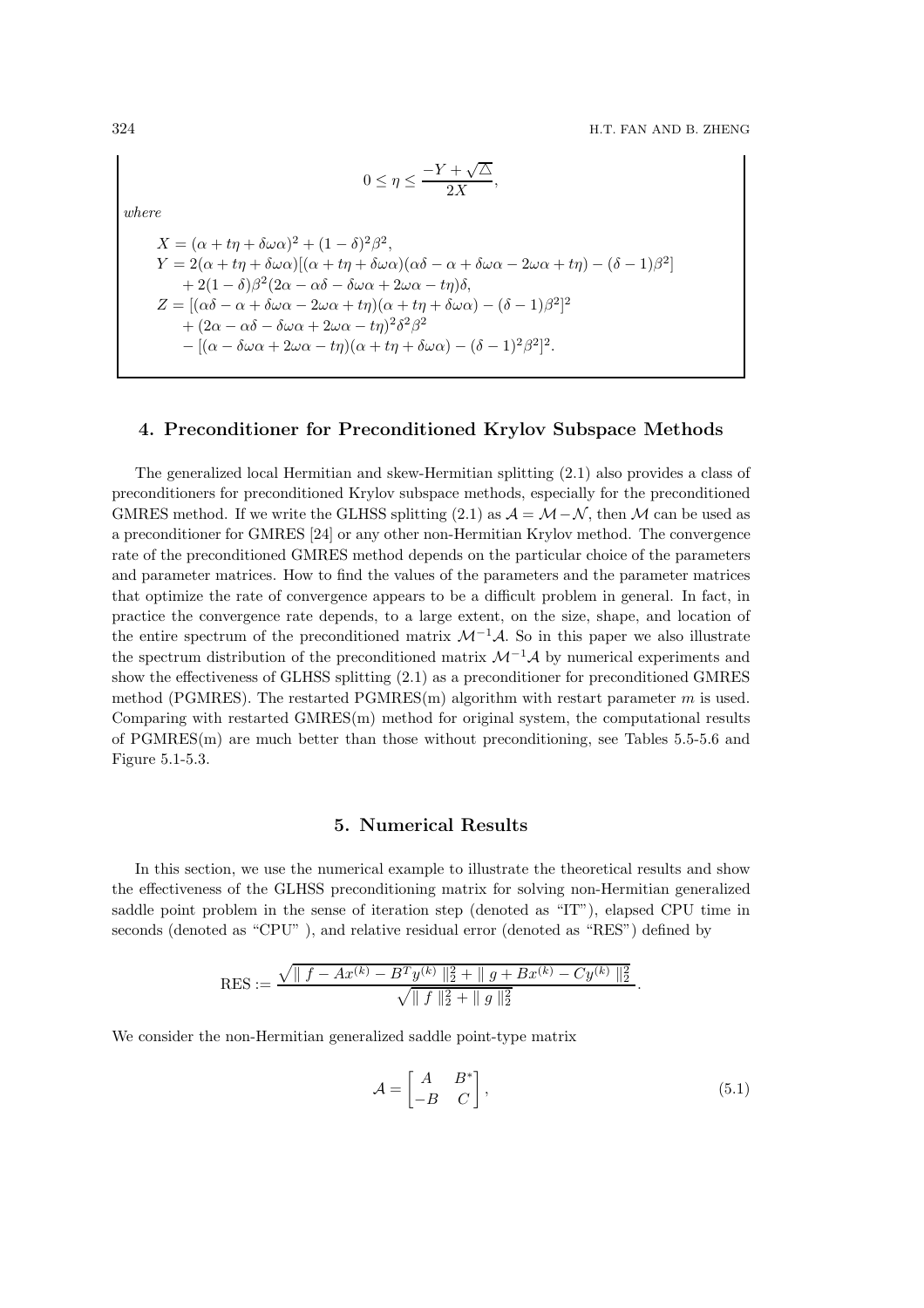$$0 \le \eta \le \frac{-Y + \sqrt{\triangle}}{2X},$$

*where*

$$\begin{aligned}
X &= (\alpha + t\eta + \delta\omega\alpha)^2 + (1-\delta)^2\beta^2, \\
Y &= 2(\alpha + t\eta + \delta\omega\alpha)[(\alpha + t\eta + \delta\omega\alpha)(\alpha\delta - \alpha + \delta\omega\alpha - 2\omega\alpha + t\eta) - (\delta - 1)\beta^2] \\
&\quad + 2(1-\delta)\beta^2(2\alpha - \alpha\delta - \delta\omega\alpha + 2\omega\alpha - t\eta)\delta, \\
Z &= [(\alpha\delta - \alpha + \delta\omega\alpha - 2\omega\alpha + t\eta)(\alpha + t\eta + \delta\omega\alpha) - (\delta - 1)\beta^2]^2 \\
&\quad + (2\alpha - \alpha\delta - \delta\omega\alpha + 2\omega\alpha - t\eta)^2\delta^2\beta^2 \\
&\quad - [(\alpha - \delta\omega\alpha + 2\omega\alpha - t\eta)(\alpha + t\eta + \delta\omega\alpha) - (\delta - 1)^2\beta^2]^2.
\end{aligned}$$

## 4. Preconditioner for Preconditioned Krylov Subspace Methods

The generalized local Hermitian and skew-Hermitian splitting (2.1) also provides a class of preconditioners for preconditioned Krylov subspace methods, especially for the preconditioned GMRES method. If we write the GLHSS splitting (2.1) as $\mathcal{A} = \mathcal{M} - \mathcal{N}$, then $\mathcal{M}$ can be used as a preconditioner for GMRES [24] or any other non-Hermitian Krylov method. The convergence rate of the preconditioned GMRES method depends on the particular choice of the parameters and parameter matrices. How to find the values of the parameters and the parameter matrices that optimize the rate of convergence appears to be a difficult problem in general. In fact, in practice the convergence rate depends, to a large extent, on the size, shape, and location of the entire spectrum of the preconditioned matrix $\mathcal{M}^{-1}\mathcal{A}$. So in this paper we also illustrate the spectrum distribution of the preconditioned matrix $\mathcal{M}^{-1}\mathcal{A}$ by numerical experiments and show the effectiveness of GLHSS splitting (2.1) as a preconditioner for preconditioned GMRES method (PGMRES). The restarted PGMRES(m) algorithm with restart parameter $m$ is used. Comparing with restarted GMRES(m) method for original system, the computational results of PGMRES(m) are much better than those without preconditioning, see Tables 5.5-5.6 and Figure 5.1-5.3.

## 5. Numerical Results

In this section, we use the numerical example to illustrate the theoretical results and show the effectiveness of the GLHSS preconditioning matrix for solving non-Hermitian generalized saddle point problem in the sense of iteration step (denoted as "IT"), elapsed CPU time in seconds (denoted as "CPU" ), and relative residual error (denoted as "RES") defined by

$$\text{RES} := \frac{\sqrt{\| f - Ax^{(k)} - B^T y^{(k)} \|_2^2 + \| g + Bx^{(k)} - Cy^{(k)} \|_2^2}}{\sqrt{\| f \|_2^2 + \| g \|_2^2}}.$$

We consider the non-Hermitian generalized saddle point-type matrix

$$\mathcal{A} = \begin{bmatrix} A & B^* \\ -B & C \end{bmatrix}, \tag{5.1}$$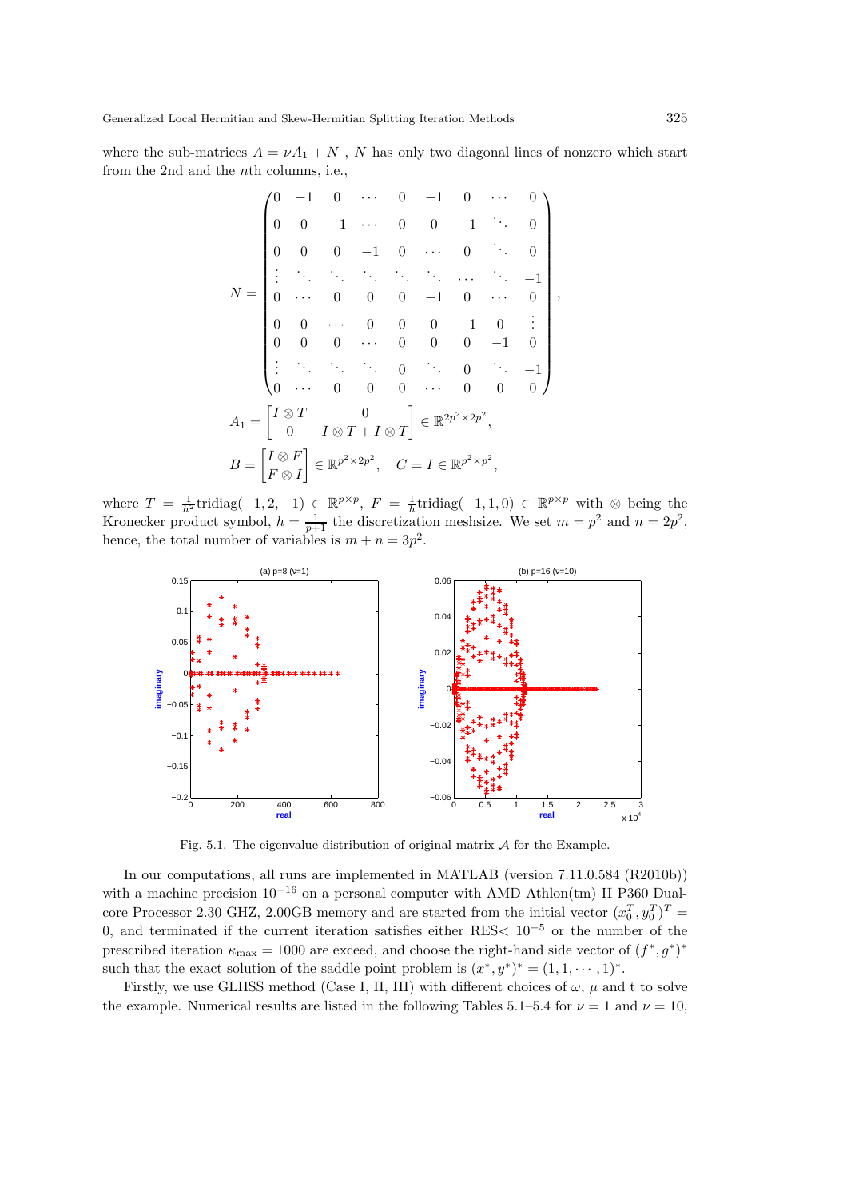where the sub-matrices $A = \nu A_1 + N$ , $N$ has only two diagonal lines of nonzero which start from the 2nd and the $n$th columns, i.e.,

$$
N = \begin{pmatrix}
0 & -1 & 0 & \cdots & 0 & -1 & 0 & \cdots & 0 \\
0 & 0 & -1 & \cdots & 0 & 0 & -1 & \ddots & 0 \\
0 & 0 & 0 & -1 & 0 & \cdots & 0 & \ddots & 0 \\
\vdots & \ddots & \ddots & \ddots & \ddots & \ddots & \cdots & \ddots & -1 \\
0 & \cdots & 0 & 0 & 0 & -1 & 0 & \cdots & 0 \\
0 & 0 & \cdots & 0 & 0 & 0 & -1 & 0 & \vdots \\
0 & 0 & 0 & \cdots & 0 & 0 & 0 & -1 & 0 \\
\vdots & \ddots & \ddots & \ddots & 0 & \ddots & 0 & \ddots & -1 \\
0 & \cdots & 0 & 0 & 0 & \cdots & 0 & 0 & 0
\end{pmatrix},
$$

$$
A_1 = \begin{bmatrix} I \otimes T & 0 \\ 0 & I \otimes T + I \otimes T \end{bmatrix} \in \mathbb{R}^{2p^2 \times 2p^2},
$$

$$
B = \begin{bmatrix} I \otimes F \\ F \otimes I \end{bmatrix} \in \mathbb{R}^{p^2 \times 2p^2}, \quad C = I \in \mathbb{R}^{p^2 \times p^2},
$$

where $T = \frac{1}{h^2}\text{tridiag}(-1, 2, -1) \in \mathbb{R}^{p \times p}$, $F = \frac{1}{h}\text{tridiag}(-1, 1, 0) \in \mathbb{R}^{p \times p}$ with $\otimes$ being the Kronecker product symbol, $h = \frac{1}{p+1}$ the discretization meshsize. We set $m = p^2$ and $n = 2p^2$, hence, the total number of variables is $m + n = 3p^2$.

Fig. 5.1. The eigenvalue distribution of original matrix $\mathcal{A}$ for the Example.

In our computations, all runs are implemented in MATLAB (version 7.11.0.584 (R2010b)) with a machine precision $10^{-16}$ on a personal computer with AMD Athlon(tm) II P360 Dual-core Processor 2.30 GHZ, 2.00GB memory and are started from the initial vector $(x_0^T, y_0^T)^T = 0$, and terminated if the current iteration satisfies either RES$< 10^{-5}$ or the number of the prescribed iteration $\kappa_{\max} = 1000$ are exceed, and choose the right-hand side vector of $(f^*, g^*)^*$ such that the exact solution of the saddle point problem is $(x^*, y^*)^* = (1, 1, \cdots, 1)^*$.

Firstly, we use GLHSS method (Case I, II, III) with different choices of $\omega$, $\mu$ and t to solve the example. Numerical results are listed in the following Tables 5.1–5.4 for $\nu = 1$ and $\nu = 10$,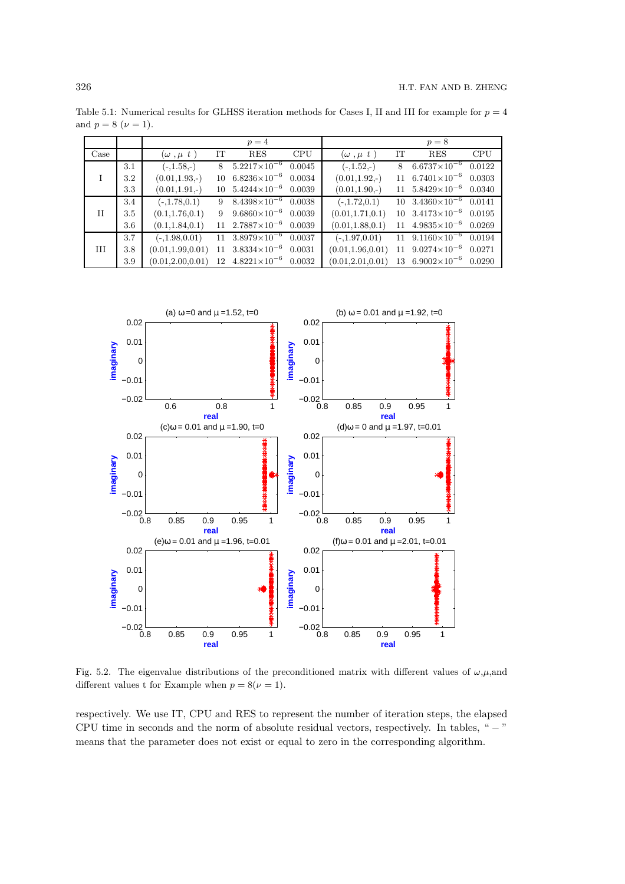Table 5.1: Numerical results for GLHSS iteration methods for Cases I, II and III for example for $p = 4$ and $p = 8$ ($\nu = 1$).

| Case | | $p=4$ | | | | $p=8$ | | | |
|---|---|---|---|---|---|---|---|---|---|
| | | ($\omega$ , $\mu$ $t$ ) | IT | RES | CPU | ($\omega$ , $\mu$ $t$ ) | IT | RES | CPU |
| I | 3.1 | (-,1.58,-) | 8 | $5.2217\times10^{-6}$ | 0.0045 | (-,1.52,-) | 8 | $6.6737\times10^{-6}$ | 0.0122 |
| | 3.2 | (0.01,1.93,-) | 10 | $6.8236\times10^{-6}$ | 0.0034 | (0.01,1.92,-) | 11 | $6.7401\times10^{-6}$ | 0.0303 |
| | 3.3 | (0.01,1.91,-) | 10 | $5.4244\times10^{-6}$ | 0.0039 | (0.01,1.90,-) | 11 | $5.8429\times10^{-6}$ | 0.0340 |
| II | 3.4 | (-,1.78,0.1) | 9 | $8.4398\times10^{-6}$ | 0.0038 | (-,1.72,0.1) | 10 | $3.4360\times10^{-6}$ | 0.0141 |
| | 3.5 | (0.1,1.76,0.1) | 9 | $9.6860\times10^{-6}$ | 0.0039 | (0.01,1.71,0.1) | 10 | $3.4173\times10^{-6}$ | 0.0195 |
| | 3.6 | (0.1,1.84,0.1) | 11 | $2.7887\times10^{-6}$ | 0.0039 | (0.01,1.88,0.1) | 11 | $4.9835\times10^{-6}$ | 0.0269 |
| III | 3.7 | (-,1.98,0.01) | 11 | $3.8979\times10^{-6}$ | 0.0037 | (-,1.97,0.01) | 11 | $9.1160\times10^{-6}$ | 0.0194 |
| | 3.8 | (0.01,1.99,0.01) | 11 | $3.8334\times10^{-6}$ | 0.0031 | (0.01,1.96,0.01) | 11 | $9.0274\times10^{-6}$ | 0.0271 |
| | 3.9 | (0.01,2.00,0.01) | 12 | $4.8221\times10^{-6}$ | 0.0032 | (0.01,2.01,0.01) | 13 | $6.9002\times10^{-6}$ | 0.0290 |

Fig. 5.2. The eigenvalue distributions of the preconditioned matrix with different values of $\omega$,$\mu$,and different values t for Example when $p = 8(\nu = 1)$.

respectively. We use IT, CPU and RES to represent the number of iteration steps, the elapsed CPU time in seconds and the norm of absolute residual vectors, respectively. In tables, " − " means that the parameter does not exist or equal to zero in the corresponding algorithm.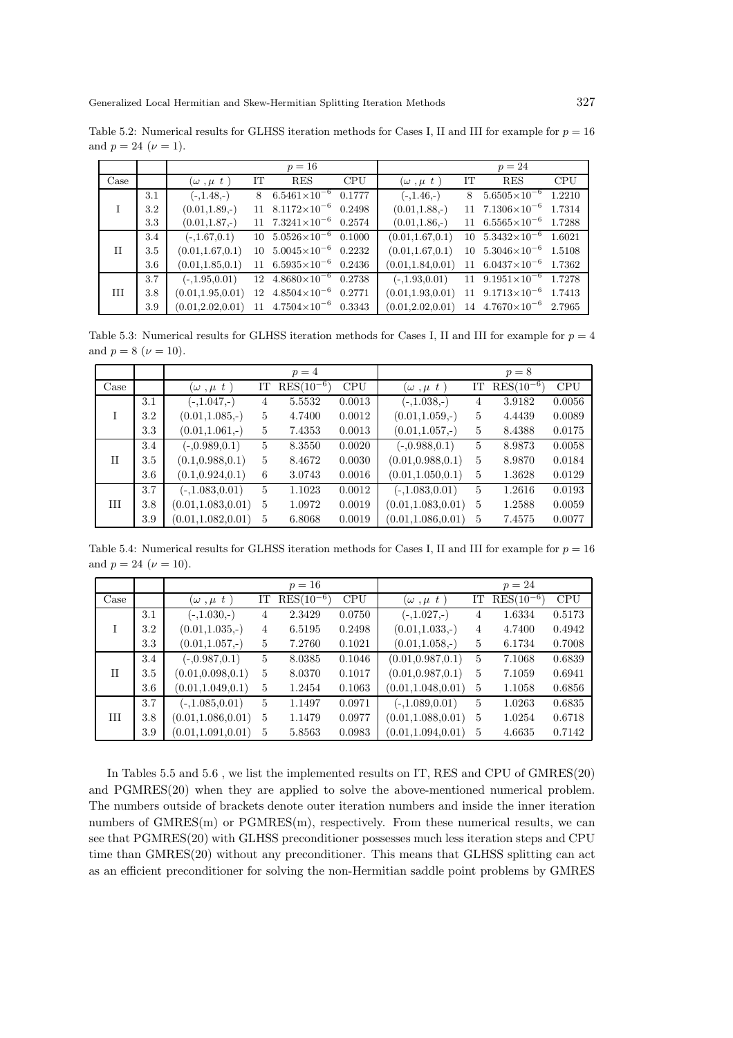Table 5.2: Numerical results for GLHSS iteration methods for Cases I, II and III for example for $p = 16$ and $p = 24$ ($\nu = 1$).

| | | $p = 16$ | | | | $p = 24$ | | | |
|---|---|---|---|---|---|---|---|---|---|
| Case | | $(\omega\ ,\mu\ t\ )$ | IT | RES | CPU | $(\omega\ ,\mu\ t\ )$ | IT | RES | CPU |
| I | 3.1 | (-,1.48,-) | 8 | $6.5461\times10^{-6}$ | 0.1777 | (-,1.46,-) | 8 | $5.6505\times10^{-6}$ | 1.2210 |
| | 3.2 | (0.01,1.89,-) | 11 | $8.1172\times10^{-6}$ | 0.2498 | (0.01,1.88,-) | 11 | $7.1306\times10^{-6}$ | 1.7314 |
| | 3.3 | (0.01,1.87,-) | 11 | $7.3241\times10^{-6}$ | 0.2574 | (0.01,1.86,-) | 11 | $6.5565\times10^{-6}$ | 1.7288 |
| II | 3.4 | (-,1.67,0.1) | 10 | $5.0526\times10^{-6}$ | 0.1000 | (0.01,1.67,0.1) | 10 | $5.3432\times10^{-6}$ | 1.6021 |
| | 3.5 | (0.01,1.67,0.1) | 10 | $5.0045\times10^{-6}$ | 0.2232 | (0.01,1.67,0.1) | 10 | $5.3046\times10^{-6}$ | 1.5108 |
| | 3.6 | (0.01,1.85,0.1) | 11 | $6.5935\times10^{-6}$ | 0.2436 | (0.01,1.84,0.01) | 11 | $6.0437\times10^{-6}$ | 1.7362 |
| III | 3.7 | (-,1.95,0.01) | 12 | $4.8680\times10^{-6}$ | 0.2738 | (-,1.93,0.01) | 11 | $9.1951\times10^{-6}$ | 1.7278 |
| | 3.8 | (0.01,1.95,0.01) | 12 | $4.8504\times10^{-6}$ | 0.2771 | (0.01,1.93,0.01) | 11 | $9.1713\times10^{-6}$ | 1.7413 |
| | 3.9 | (0.01,2.02,0.01) | 11 | $4.7504\times10^{-6}$ | 0.3343 | (0.01,2.02,0.01) | 14 | $4.7670\times10^{-6}$ | 2.7965 |

Table 5.3: Numerical results for GLHSS iteration methods for Cases I, II and III for example for $p = 4$ and $p = 8$ ($\nu = 10$).

| | | $p = 4$ | | | | $p = 8$ | | | |
|---|---|---|---|---|---|---|---|---|---|
| Case | | $(\omega\ ,\mu\ t\ )$ | IT | RES$(10^{-6})$ | CPU | $(\omega\ ,\mu\ t\ )$ | IT | RES$(10^{-6})$ | CPU |
| I | 3.1 | (-,1.047,-) | 4 | 5.5532 | 0.0013 | (-,1.038,-) | 4 | 3.9182 | 0.0056 |
| | 3.2 | (0.01,1.085,-) | 5 | 4.7400 | 0.0012 | (0.01,1.059,-) | 5 | 4.4439 | 0.0089 |
| | 3.3 | (0.01,1.061,-) | 5 | 7.4353 | 0.0013 | (0.01,1.057,-) | 5 | 8.4388 | 0.0175 |
| II | 3.4 | (-,0.989,0.1) | 5 | 8.3550 | 0.0020 | (-,0.988,0.1) | 5 | 8.9873 | 0.0058 |
| | 3.5 | (0.1,0.988,0.1) | 5 | 8.4672 | 0.0030 | (0.01,0.988,0.1) | 5 | 8.9870 | 0.0184 |
| | 3.6 | (0.1,0.924,0.1) | 6 | 3.0743 | 0.0016 | (0.01,1.050,0.1) | 5 | 1.3628 | 0.0129 |
| III | 3.7 | (-,1.083,0.01) | 5 | 1.1023 | 0.0012 | (-,1.083,0.01) | 5 | 1.2616 | 0.0193 |
| | 3.8 | (0.01,1.083,0.01) | 5 | 1.0972 | 0.0019 | (0.01,1.083,0.01) | 5 | 1.2588 | 0.0059 |
| | 3.9 | (0.01,1.082,0.01) | 5 | 6.8068 | 0.0019 | (0.01,1.086,0.01) | 5 | 7.4575 | 0.0077 |

Table 5.4: Numerical results for GLHSS iteration methods for Cases I, II and III for example for $p = 16$ and $p = 24$ ($\nu = 10$).

| | | $p = 16$ | | | | $p = 24$ | | | |
|---|---|---|---|---|---|---|---|---|---|
| Case | | $(\omega\ ,\mu\ t\ )$ | IT | RES$(10^{-6})$ | CPU | $(\omega\ ,\mu\ t\ )$ | IT | RES$(10^{-6})$ | CPU |
| I | 3.1 | (-,1.030,-) | 4 | 2.3429 | 0.0750 | (-,1.027,-) | 4 | 1.6334 | 0.5173 |
| | 3.2 | (0.01,1.035,-) | 4 | 6.5195 | 0.2498 | (0.01,1.033,-) | 4 | 4.7400 | 0.4942 |
| | 3.3 | (0.01,1.057,-) | 5 | 7.2760 | 0.1021 | (0.01,1.058,-) | 5 | 6.1734 | 0.7008 |
| II | 3.4 | (-,0.987,0.1) | 5 | 8.0385 | 0.1046 | (0.01,0.987,0.1) | 5 | 7.1068 | 0.6839 |
| | 3.5 | (0.01,0.098,0.1) | 5 | 8.0370 | 0.1017 | (0.01,0.987,0.1) | 5 | 7.1059 | 0.6941 |
| | 3.6 | (0.01,1.049,0.1) | 5 | 1.2454 | 0.1063 | (0.01,1.048,0.01) | 5 | 1.1058 | 0.6856 |
| III | 3.7 | (-,1.085,0.01) | 5 | 1.1497 | 0.0971 | (-,1.089,0.01) | 5 | 1.0263 | 0.6835 |
| | 3.8 | (0.01,1.086,0.01) | 5 | 1.1479 | 0.0977 | (0.01,1.088,0.01) | 5 | 1.0254 | 0.6718 |
| | 3.9 | (0.01,1.091,0.01) | 5 | 5.8563 | 0.0983 | (0.01,1.094,0.01) | 5 | 4.6635 | 0.7142 |

In Tables 5.5 and 5.6 , we list the implemented results on IT, RES and CPU of GMRES(20) and PGMRES(20) when they are applied to solve the above-mentioned numerical problem. The numbers outside of brackets denote outer iteration numbers and inside the inner iteration numbers of GMRES(m) or PGMRES(m), respectively. From these numerical results, we can see that PGMRES(20) with GLHSS preconditioner possesses much less iteration steps and CPU time than GMRES(20) without any preconditioner. This means that GLHSS splitting can act as an efficient preconditioner for solving the non-Hermitian saddle point problems by GMRES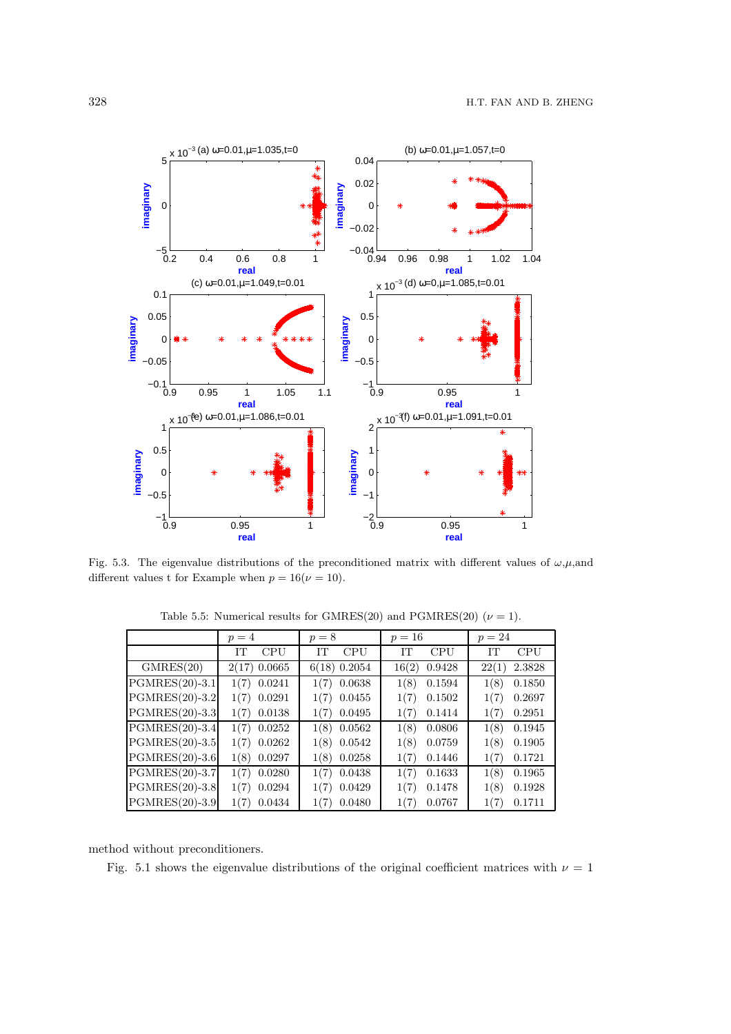Fig. 5.3. The eigenvalue distributions of the preconditioned matrix with different values of $\omega$,$\mu$,and different values t for Example when $p = 16(\nu = 10)$.

Table 5.5: Numerical results for GMRES(20) and PGMRES(20) ($\nu = 1$).

| | $p = 4$ | | $p = 8$ | | $p = 16$ | | $p = 24$ | |
|---|---|---|---|---|---|---|---|---|
| | IT | CPU | IT | CPU | IT | CPU | IT | CPU |
| GMRES(20) | 2(17) | 0.0665 | 6(18) | 0.2054 | 16(2) | 0.9428 | 22(1) | 2.3828 |
| PGMRES(20)-3.1 | 1(7) | 0.0241 | 1(7) | 0.0638 | 1(8) | 0.1594 | 1(8) | 0.1850 |
| PGMRES(20)-3.2 | 1(7) | 0.0291 | 1(7) | 0.0455 | 1(7) | 0.1502 | 1(7) | 0.2697 |
| PGMRES(20)-3.3 | 1(7) | 0.0138 | 1(7) | 0.0495 | 1(7) | 0.1414 | 1(7) | 0.2951 |
| PGMRES(20)-3.4 | 1(7) | 0.0252 | 1(8) | 0.0562 | 1(8) | 0.0806 | 1(8) | 0.1945 |
| PGMRES(20)-3.5 | 1(7) | 0.0262 | 1(8) | 0.0542 | 1(8) | 0.0759 | 1(8) | 0.1905 |
| PGMRES(20)-3.6 | 1(8) | 0.0297 | 1(8) | 0.0258 | 1(7) | 0.1446 | 1(7) | 0.1721 |
| PGMRES(20)-3.7 | 1(7) | 0.0280 | 1(7) | 0.0438 | 1(7) | 0.1633 | 1(8) | 0.1965 |
| PGMRES(20)-3.8 | 1(7) | 0.0294 | 1(7) | 0.0429 | 1(7) | 0.1478 | 1(8) | 0.1928 |
| PGMRES(20)-3.9 | 1(7) | 0.0434 | 1(7) | 0.0480 | 1(7) | 0.0767 | 1(7) | 0.1711 |

method without preconditioners.

Fig. 5.1 shows the eigenvalue distributions of the original coefficient matrices with $\nu = 1$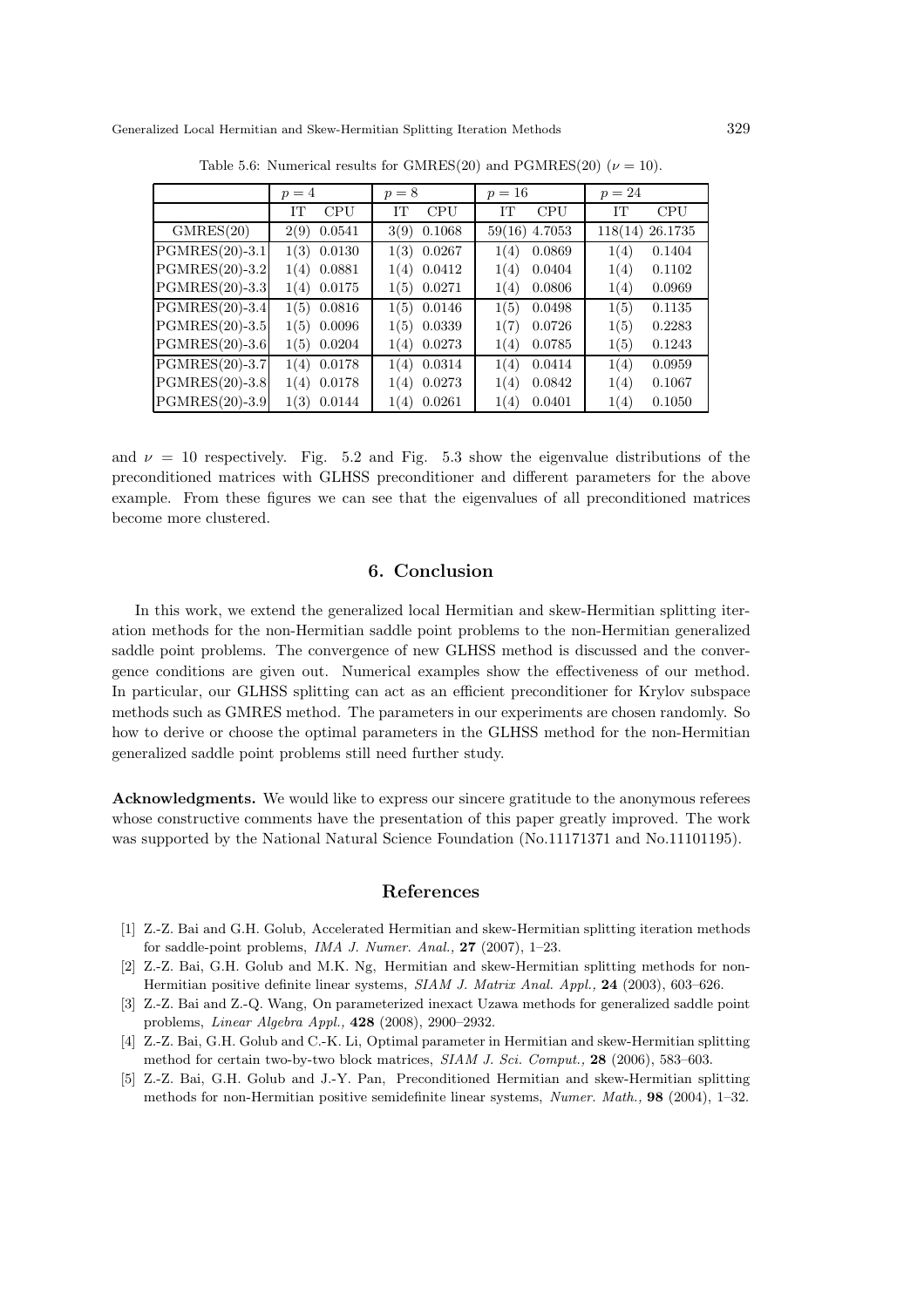Table 5.6: Numerical results for GMRES(20) and PGMRES(20) ($\nu = 10$).

| | $p = 4$ | | $p = 8$ | | $p = 16$ | | $p = 24$ | |
|---|---|---|---|---|---|---|---|---|
| | IT | CPU | IT | CPU | IT | CPU | IT | CPU |
| GMRES(20) | 2(9) | 0.0541 | 3(9) | 0.1068 | 59(16) | 4.7053 | 118(14) | 26.1735 |
| PGMRES(20)-3.1 | 1(3) | 0.0130 | 1(3) | 0.0267 | 1(4) | 0.0869 | 1(4) | 0.1404 |
| PGMRES(20)-3.2 | 1(4) | 0.0881 | 1(4) | 0.0412 | 1(4) | 0.0404 | 1(4) | 0.1102 |
| PGMRES(20)-3.3 | 1(4) | 0.0175 | 1(5) | 0.0271 | 1(4) | 0.0806 | 1(4) | 0.0969 |
| PGMRES(20)-3.4 | 1(5) | 0.0816 | 1(5) | 0.0146 | 1(5) | 0.0498 | 1(5) | 0.1135 |
| PGMRES(20)-3.5 | 1(5) | 0.0096 | 1(5) | 0.0339 | 1(7) | 0.0726 | 1(5) | 0.2283 |
| PGMRES(20)-3.6 | 1(5) | 0.0204 | 1(4) | 0.0273 | 1(4) | 0.0785 | 1(5) | 0.1243 |
| PGMRES(20)-3.7 | 1(4) | 0.0178 | 1(4) | 0.0314 | 1(4) | 0.0414 | 1(4) | 0.0959 |
| PGMRES(20)-3.8 | 1(4) | 0.0178 | 1(4) | 0.0273 | 1(4) | 0.0842 | 1(4) | 0.1067 |
| PGMRES(20)-3.9 | 1(3) | 0.0144 | 1(4) | 0.0261 | 1(4) | 0.0401 | 1(4) | 0.1050 |

and $\nu = 10$ respectively. Fig. 5.2 and Fig. 5.3 show the eigenvalue distributions of the preconditioned matrices with GLHSS preconditioner and different parameters for the above example. From these figures we can see that the eigenvalues of all preconditioned matrices become more clustered.

## 6. Conclusion

In this work, we extend the generalized local Hermitian and skew-Hermitian splitting iteration methods for the non-Hermitian saddle point problems to the non-Hermitian generalized saddle point problems. The convergence of new GLHSS method is discussed and the convergence conditions are given out. Numerical examples show the effectiveness of our method. In particular, our GLHSS splitting can act as an efficient preconditioner for Krylov subspace methods such as GMRES method. The parameters in our experiments are chosen randomly. So how to derive or choose the optimal parameters in the GLHSS method for the non-Hermitian generalized saddle point problems still need further study.

**Acknowledgments.** We would like to express our sincere gratitude to the anonymous referees whose constructive comments have the presentation of this paper greatly improved. The work was supported by the National Natural Science Foundation (No.11171371 and No.11101195).

## References

[1] Z.-Z. Bai and G.H. Golub, Accelerated Hermitian and skew-Hermitian splitting iteration methods for saddle-point problems, *IMA J. Numer. Anal.,* **27** (2007), 1–23.

[2] Z.-Z. Bai, G.H. Golub and M.K. Ng, Hermitian and skew-Hermitian splitting methods for non-Hermitian positive definite linear systems, *SIAM J. Matrix Anal. Appl.,* **24** (2003), 603–626.

[3] Z.-Z. Bai and Z.-Q. Wang, On parameterized inexact Uzawa methods for generalized saddle point problems, *Linear Algebra Appl.,* **428** (2008), 2900–2932.

[4] Z.-Z. Bai, G.H. Golub and C.-K. Li, Optimal parameter in Hermitian and skew-Hermitian splitting method for certain two-by-two block matrices, *SIAM J. Sci. Comput.,* **28** (2006), 583–603.

[5] Z.-Z. Bai, G.H. Golub and J.-Y. Pan, Preconditioned Hermitian and skew-Hermitian splitting methods for non-Hermitian positive semidefinite linear systems, *Numer. Math.,* **98** (2004), 1–32.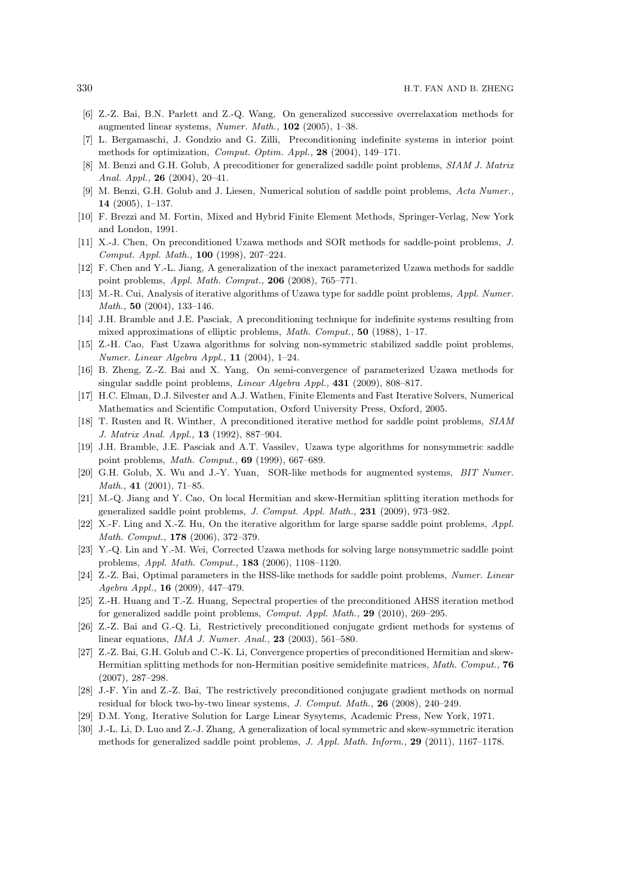[6] Z.-Z. Bai, B.N. Parlett and Z.-Q. Wang, On generalized successive overrelaxation methods for augmented linear systems, *Numer. Math.,* **102** (2005), 1–38.

[7] L. Bergamaschi, J. Gondzio and G. Zilli, Preconditioning indefinite systems in interior point methods for optimization, *Comput. Optim. Appl.,* **28** (2004), 149–171.

[8] M. Benzi and G.H. Golub, A precoditioner for generalized saddle point problems, *SIAM J. Matrix Anal. Appl.,* **26** (2004), 20–41.

[9] M. Benzi, G.H. Golub and J. Liesen, Numerical solution of saddle point problems, *Acta Numer.,* **14** (2005), 1–137.

[10] F. Brezzi and M. Fortin, Mixed and Hybrid Finite Element Methods, Springer-Verlag, New York and London, 1991.

[11] X.-J. Chen, On preconditioned Uzawa methods and SOR methods for saddle-point problems, *J. Comput. Appl. Math.,* **100** (1998), 207–224.

[12] F. Chen and Y.-L. Jiang, A generalization of the inexact parameterized Uzawa methods for saddle point problems, *Appl. Math. Comput.,* **206** (2008), 765–771.

[13] M.-R. Cui, Analysis of iterative algorithms of Uzawa type for saddle point problems, *Appl. Numer. Math.,* **50** (2004), 133–146.

[14] J.H. Bramble and J.E. Pasciak, A preconditioning technique for indefinite systems resulting from mixed approximations of elliptic problems, *Math. Comput.,* **50** (1988), 1–17.

[15] Z.-H. Cao, Fast Uzawa algorithms for solving non-symmetric stabilized saddle point problems, *Numer. Linear Algebra Appl.,* **11** (2004), 1–24.

[16] B. Zheng, Z.-Z. Bai and X. Yang, On semi-convergence of parameterized Uzawa methods for singular saddle point problems, *Linear Algebra Appl.,* **431** (2009), 808–817.

[17] H.C. Elman, D.J. Silvester and A.J. Wathen, Finite Elements and Fast Iterative Solvers, Numerical Mathematics and Scientific Computation, Oxford University Press, Oxford, 2005.

[18] T. Rusten and R. Winther, A preconditioned iterative method for saddle point problems, *SIAM J. Matrix Anal. Appl.,* **13** (1992), 887–904.

[19] J.H. Bramble, J.E. Pasciak and A.T. Vassilev, Uzawa type algorithms for nonsymmetric saddle point problems, *Math. Comput.,* **69** (1999), 667–689.

[20] G.H. Golub, X. Wu and J.-Y. Yuan, SOR-like methods for augmented systems, *BIT Numer. Math.,* **41** (2001), 71–85.

[21] M.-Q. Jiang and Y. Cao, On local Hermitian and skew-Hermitian splitting iteration methods for generalized saddle point problems, *J. Comput. Appl. Math.,* **231** (2009), 973–982.

[22] X.-F. Ling and X.-Z. Hu, On the iterative algorithm for large sparse saddle point problems, *Appl. Math. Comput.,* **178** (2006), 372–379.

[23] Y.-Q. Lin and Y.-M. Wei, Corrected Uzawa methods for solving large nonsymmetric saddle point problems, *Appl. Math. Comput.,* **183** (2006), 1108–1120.

[24] Z.-Z. Bai, Optimal parameters in the HSS-like methods for saddle point problems, *Numer. Linear Agebra Appl.,* **16** (2009), 447–479.

[25] Z.-H. Huang and T.-Z. Huang, Sepectral properties of the preconditioned AHSS iteration method for generalized saddle point problems, *Comput. Appl. Math.,* **29** (2010), 269–295.

[26] Z.-Z. Bai and G.-Q. Li, Restrictively preconditioned conjugate grdient methods for systems of linear equations, *IMA J. Numer. Anal.,* **23** (2003), 561–580.

[27] Z.-Z. Bai, G.H. Golub and C.-K. Li, Convergence properties of preconditioned Hermitian and skew-Hermitian splitting methods for non-Hermitian positive semidefinite matrices, *Math. Comput.,* **76** (2007), 287–298.

[28] J.-F. Yin and Z.-Z. Bai, The restrictively preconditioned conjugate gradient methods on normal residual for block two-by-two linear systems, *J. Comput. Math.,* **26** (2008), 240–249.

[29] D.M. Yong, Iterative Solution for Large Linear Sysytems, Academic Press, New York, 1971.

[30] J.-L. Li, D. Luo and Z.-J. Zhang, A generalization of local symmetric and skew-symmetric iteration methods for generalized saddle point problems, *J. Appl. Math. Inform.,* **29** (2011), 1167–1178.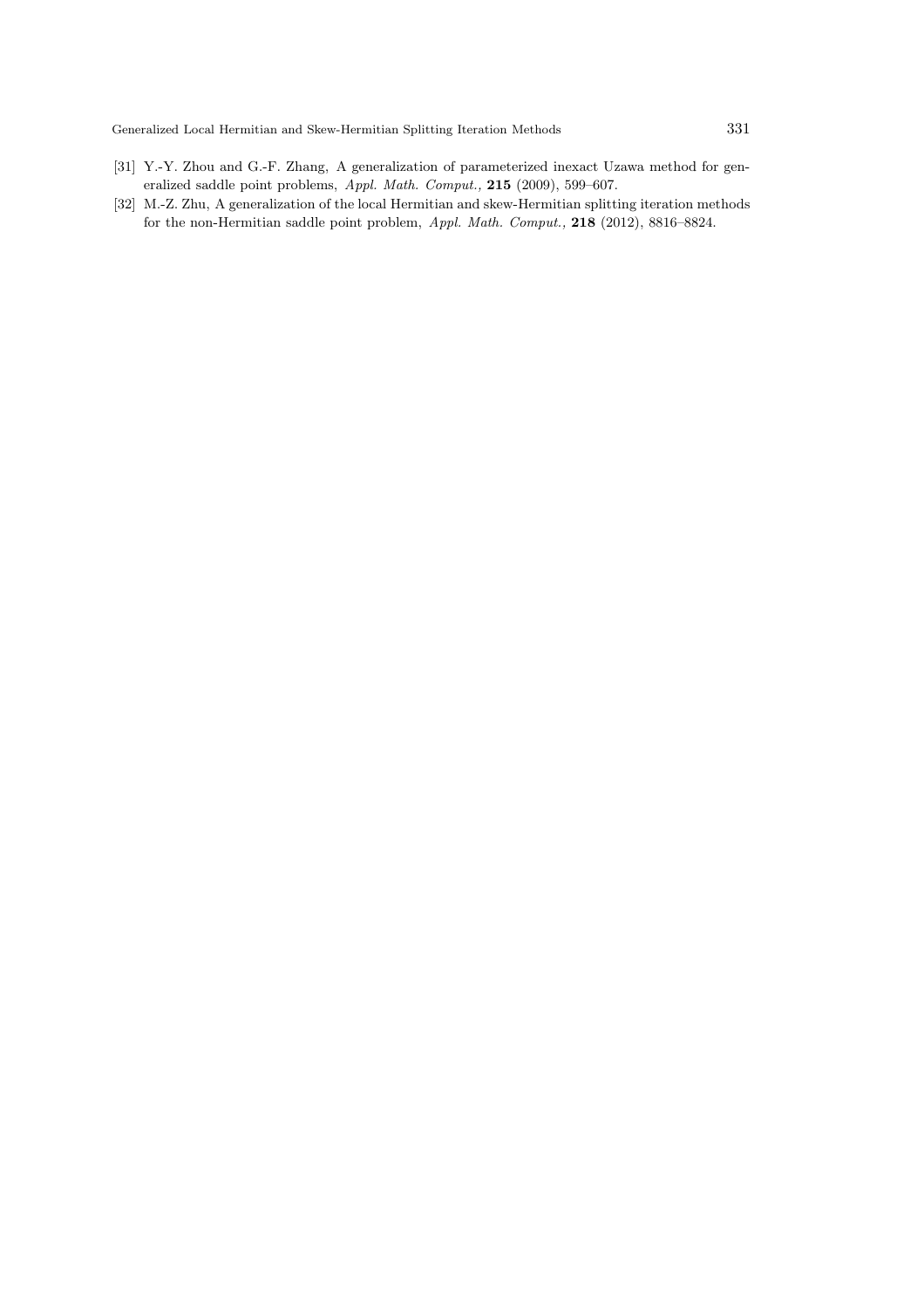[31] Y.-Y. Zhou and G.-F. Zhang, A generalization of parameterized inexact Uzawa method for generalized saddle point problems, *Appl. Math. Comput.,* **215** (2009), 599–607.

[32] M.-Z. Zhu, A generalization of the local Hermitian and skew-Hermitian splitting iteration methods for the non-Hermitian saddle point problem, *Appl. Math. Comput.,* **218** (2012), 8816–8824.